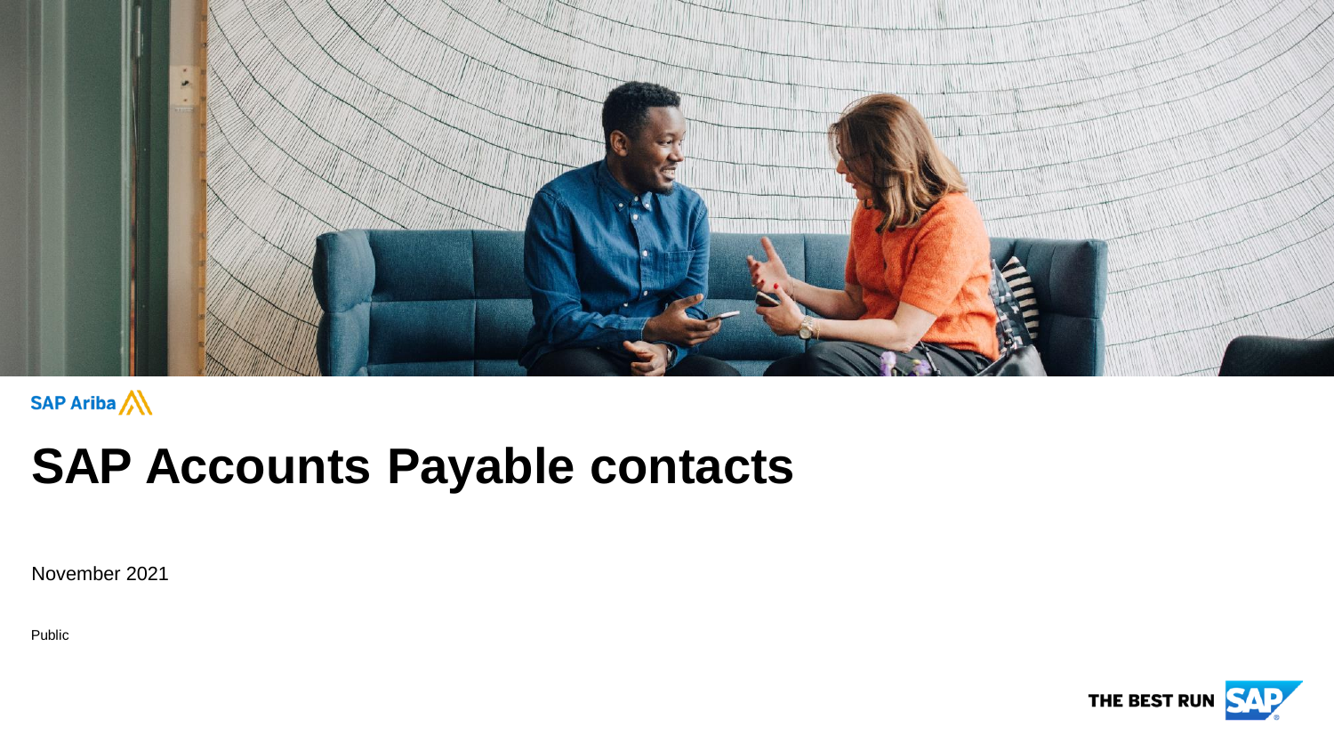SAP Ariba

# SAP Accounts Payable contacts

November 2021

Public

THE BEST RUN SAP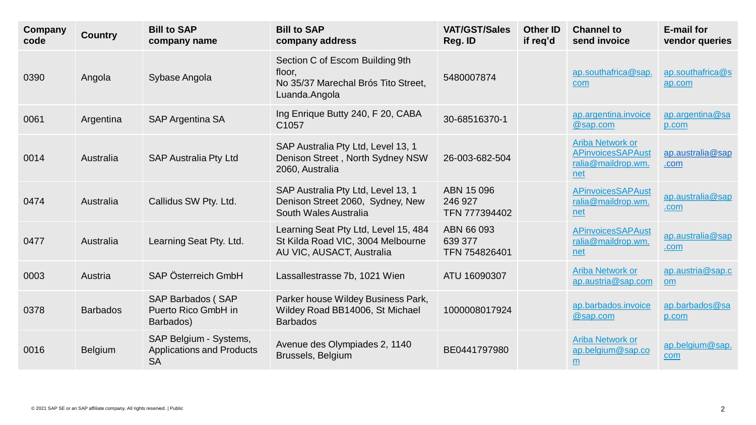| Company code | Country | Bill to SAP company name | Bill to SAP company address | VAT/GST/Sales Reg. ID | Other ID if req'd | Channel to send invoice | E-mail for vendor queries |
|---|---|---|---|---|---|---|---|
| 0390 | Angola | Sybase Angola | Section C of Escom Building 9th floor, No 35/37 Marechal Brós Tito Street, Luanda.Angola | 5480007874 | | ap.southafrica@sap.com | ap.southafrica@sap.com |
| 0061 | Argentina | SAP Argentina SA | Ing Enrique Butty 240, F 20, CABA C1057 | 30-68516370-1 | | ap.argentina.invoice@sap.com | ap.argentina@sap.com |
| 0014 | Australia | SAP Australia Pty Ltd | SAP Australia Pty Ltd, Level 13, 1 Denison Street , North Sydney NSW 2060, Australia | 26-003-682-504 | | Ariba Network or APinvoicesSAPAustralia@maildrop.wm.net | ap.australia@sap.com |
| 0474 | Australia | Callidus SW Pty. Ltd. | SAP Australia Pty Ltd, Level 13, 1 Denison Street 2060, Sydney, New South Wales Australia | ABN 15 096 246 927 TFN 777394402 | | APinvoicesSAPAustralia@maildrop.wm.net | ap.australia@sap.com |
| 0477 | Australia | Learning Seat Pty. Ltd. | Learning Seat Pty Ltd, Level 15, 484 St Kilda Road VIC, 3004 Melbourne AU VIC, AUSACT, Australia | ABN 66 093 639 377 TFN 754826401 | | APinvoicesSAPAustralia@maildrop.wm.net | ap.australia@sap.com |
| 0003 | Austria | SAP Österreich GmbH | Lassallestrasse 7b, 1021 Wien | ATU 16090307 | | Ariba Network or ap.austria@sap.com | ap.austria@sap.com |
| 0378 | Barbados | SAP Barbados ( SAP Puerto Rico GmbH in Barbados) | Parker house Wildey Business Park, Wildey Road BB14006, St Michael Barbados | 1000008017924 | | ap.barbados.invoice@sap.com | ap.barbados@sap.com |
| 0016 | Belgium | SAP Belgium - Systems, Applications and Products SA | Avenue des Olympiades 2, 1140 Brussels, Belgium | BE0441797980 | | Ariba Network or ap.belgium@sap.com | ap.belgium@sap.com |

© 2021 SAP SE or an SAP affiliate company. All rights reserved. | Public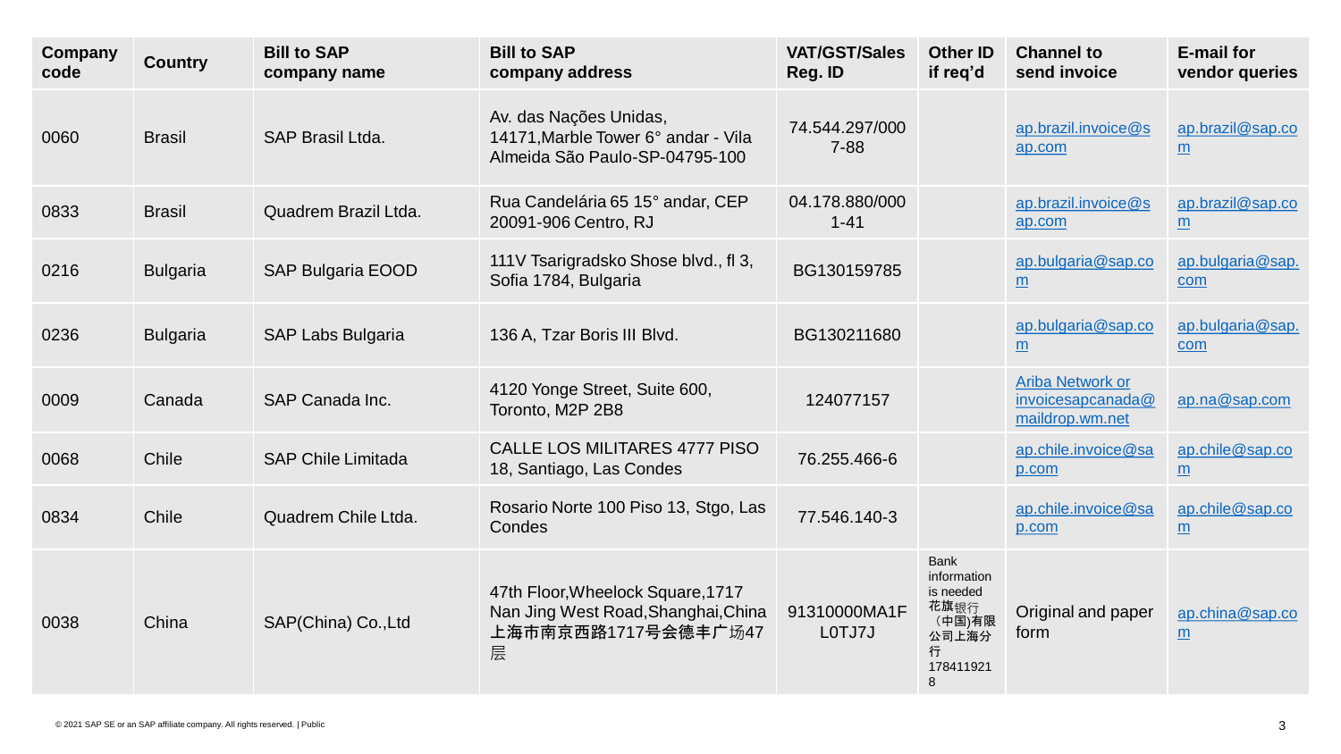| Company code | Country | Bill to SAP company name | Bill to SAP company address | VAT/GST/Sales Reg. ID | Other ID if req'd | Channel to send invoice | E-mail for vendor queries |
|---|---|---|---|---|---|---|---|
| 0060 | Brasil | SAP Brasil Ltda. | Av. das Nações Unidas, 14171,Marble Tower 6° andar - Vila Almeida São Paulo-SP-04795-100 | 74.544.297/0007-88 | | ap.brazil.invoice@sap.com | ap.brazil@sap.com |
| 0833 | Brasil | Quadrem Brazil Ltda. | Rua Candelária 65 15° andar, CEP 20091-906 Centro, RJ | 04.178.880/0001-41 | | ap.brazil.invoice@sap.com | ap.brazil@sap.com |
| 0216 | Bulgaria | SAP Bulgaria EOOD | 111V Tsarigradsko Shose blvd., fl 3, Sofia 1784, Bulgaria | BG130159785 | | ap.bulgaria@sap.com | ap.bulgaria@sap.com |
| 0236 | Bulgaria | SAP Labs Bulgaria | 136 A, Tzar Boris III Blvd. | BG130211680 | | ap.bulgaria@sap.com | ap.bulgaria@sap.com |
| 0009 | Canada | SAP Canada Inc. | 4120 Yonge Street, Suite 600, Toronto, M2P 2B8 | 124077157 | | Ariba Network or invoicesapcanada@maildrop.wm.net | ap.na@sap.com |
| 0068 | Chile | SAP Chile Limitada | CALLE LOS MILITARES 4777 PISO 18, Santiago, Las Condes | 76.255.466-6 | | ap.chile.invoice@sap.com | ap.chile@sap.com |
| 0834 | Chile | Quadrem Chile Ltda. | Rosario Norte 100 Piso 13, Stgo, Las Condes | 77.546.140-3 | | ap.chile.invoice@sap.com | ap.chile@sap.com |
| 0038 | China | SAP(China) Co.,Ltd | 47th Floor,Wheelock Square,1717 Nan Jing West Road,Shanghai,China 上海市南京西路1717号会德丰广场47层 | 91310000MA1FL0TJ7J | Bank information is needed 花旗银行（中国)有限公司上海分行 1784119218 | Original and paper form | ap.china@sap.com |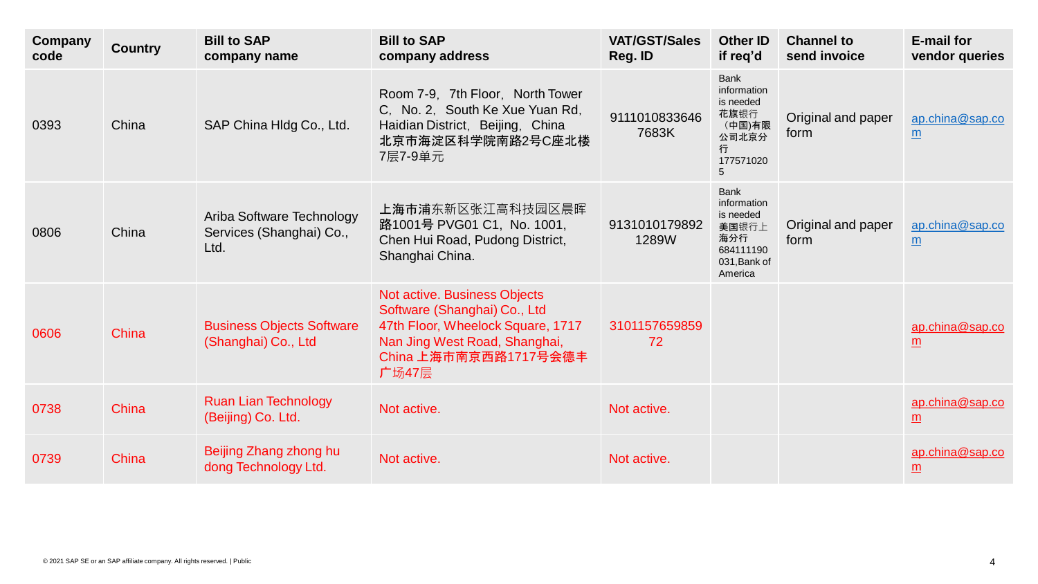| Company code | Country | Bill to SAP company name | Bill to SAP company address | VAT/GST/Sales Reg. ID | Other ID if req'd | Channel to send invoice | E-mail for vendor queries |
|---|---|---|---|---|---|---|---|
| 0393 | China | SAP China Hldg Co., Ltd. | Room 7-9，7th Floor，North Tower C，No. 2，South Ke Xue Yuan Rd，Haidian District，Beijing，China 北京市海淀区科学院南路2号C座北楼7层7-9单元 | 91110108336467683K | Bank information is needed 花旗银行（中国)有限公司北京分行 1775710205 | Original and paper form | ap.china@sap.com |
| 0806 | China | Ariba Software Technology Services (Shanghai) Co., Ltd. | 上海市浦东新区张江高科技园区晨晖路1001号 PVG01 C1, No. 1001, Chen Hui Road, Pudong District, Shanghai China. | 91310101798921289W | Bank information is needed 美国银行上海分行 684111190031,Bank of America | Original and paper form | ap.china@sap.com |
| 0606 | China | Business Objects Software (Shanghai) Co., Ltd | Not active. Business Objects Software (Shanghai) Co., Ltd 47th Floor, Wheelock Square, 1717 Nan Jing West Road, Shanghai, China 上海市南京西路1717号会德丰广场47层 | 310115765985972 | | | ap.china@sap.com |
| 0738 | China | Ruan Lian Technology (Beijing) Co. Ltd. | Not active. | Not active. | | | ap.china@sap.com |
| 0739 | China | Beijing Zhang zhong hu dong Technology Ltd. | Not active. | Not active. | | | ap.china@sap.com |

© 2021 SAP SE or an SAP affiliate company. All rights reserved. | Public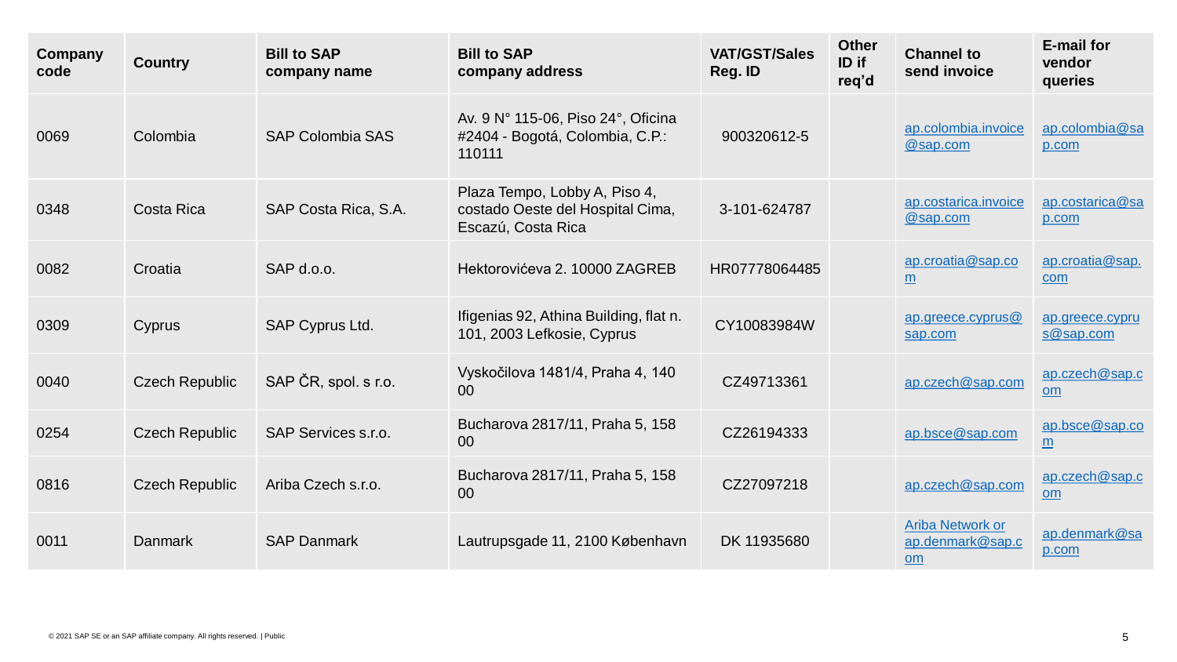| Company code | Country | Bill to SAP company name | Bill to SAP company address | VAT/GST/Sales Reg. ID | Other ID if req'd | Channel to send invoice | E-mail for vendor queries |
|---|---|---|---|---|---|---|---|
| 0069 | Colombia | SAP Colombia SAS | Av. 9 N° 115-06, Piso 24°, Oficina #2404 - Bogotá, Colombia, C.P.: 110111 | 900320612-5 | | ap.colombia.invoice@sap.com | ap.colombia@sap.com |
| 0348 | Costa Rica | SAP Costa Rica, S.A. | Plaza Tempo, Lobby A, Piso 4, costado Oeste del Hospital Cima, Escazú, Costa Rica | 3-101-624787 | | ap.costarica.invoice@sap.com | ap.costarica@sap.com |
| 0082 | Croatia | SAP d.o.o. | Hektorovićeva 2. 10000 ZAGREB | HR07778064485 | | ap.croatia@sap.com | ap.croatia@sap.com |
| 0309 | Cyprus | SAP Cyprus Ltd. | Ifigenias 92, Athina Building, flat n. 101, 2003 Lefkosie, Cyprus | CY10083984W | | ap.greece.cyprus@sap.com | ap.greece.cyprus@sap.com |
| 0040 | Czech Republic | SAP ČR, spol. s r.o. | Vyskočilova 1481/4, Praha 4, 140 00 | CZ49713361 | | ap.czech@sap.com | ap.czech@sap.com |
| 0254 | Czech Republic | SAP Services s.r.o. | Bucharova 2817/11, Praha 5, 158 00 | CZ26194333 | | ap.bsce@sap.com | ap.bsce@sap.com |
| 0816 | Czech Republic | Ariba Czech s.r.o. | Bucharova 2817/11, Praha 5, 158 00 | CZ27097218 | | ap.czech@sap.com | ap.czech@sap.com |
| 0011 | Danmark | SAP Danmark | Lautrupsgade 11, 2100 København | DK 11935680 | | Ariba Network or ap.denmark@sap.com | ap.denmark@sap.com |

© 2021 SAP SE or an SAP affiliate company. All rights reserved. | Public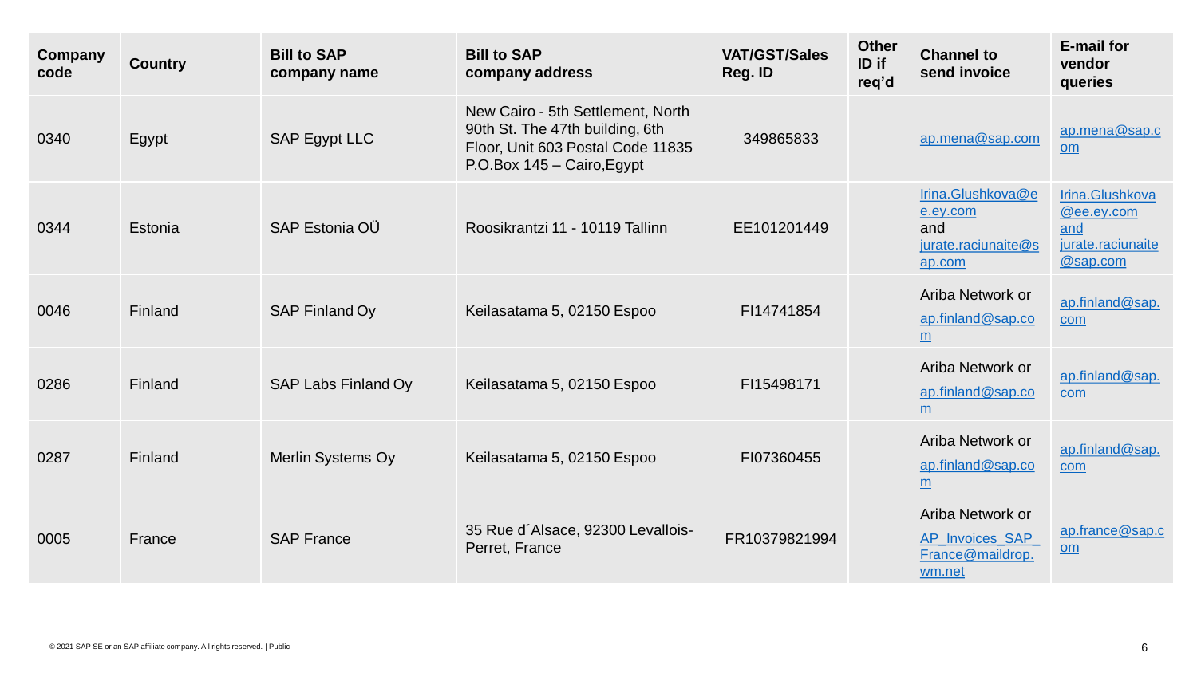| Company code | Country | Bill to SAP company name | Bill to SAP company address | VAT/GST/Sales Reg. ID | Other ID if req'd | Channel to send invoice | E-mail for vendor queries |
|---|---|---|---|---|---|---|---|
| 0340 | Egypt | SAP Egypt LLC | New Cairo - 5th Settlement, North 90th St. The 47th building, 6th Floor, Unit 603 Postal Code 11835 P.O.Box 145 – Cairo,Egypt | 349865833 | | ap.mena@sap.com | ap.mena@sap.com |
| 0344 | Estonia | SAP Estonia OÜ | Roosikrantzi 11 - 10119 Tallinn | EE101201449 | | Irina.Glushkova@ee.ey.com and jurate.raciunaite@sap.com | Irina.Glushkova@ee.ey.com and jurate.raciunaite@sap.com |
| 0046 | Finland | SAP Finland Oy | Keilasatama 5, 02150 Espoo | FI14741854 | | Ariba Network or ap.finland@sap.com | ap.finland@sap.com |
| 0286 | Finland | SAP Labs Finland Oy | Keilasatama 5, 02150 Espoo | FI15498171 | | Ariba Network or ap.finland@sap.com | ap.finland@sap.com |
| 0287 | Finland | Merlin Systems Oy | Keilasatama 5, 02150 Espoo | FI07360455 | | Ariba Network or ap.finland@sap.com | ap.finland@sap.com |
| 0005 | France | SAP France | 35 Rue d´Alsace, 92300 Levallois-Perret, France | FR10379821994 | | Ariba Network or AP_Invoices_SAP_France@maildrop.wm.net | ap.france@sap.com |

© 2021 SAP SE or an SAP affiliate company. All rights reserved. | Public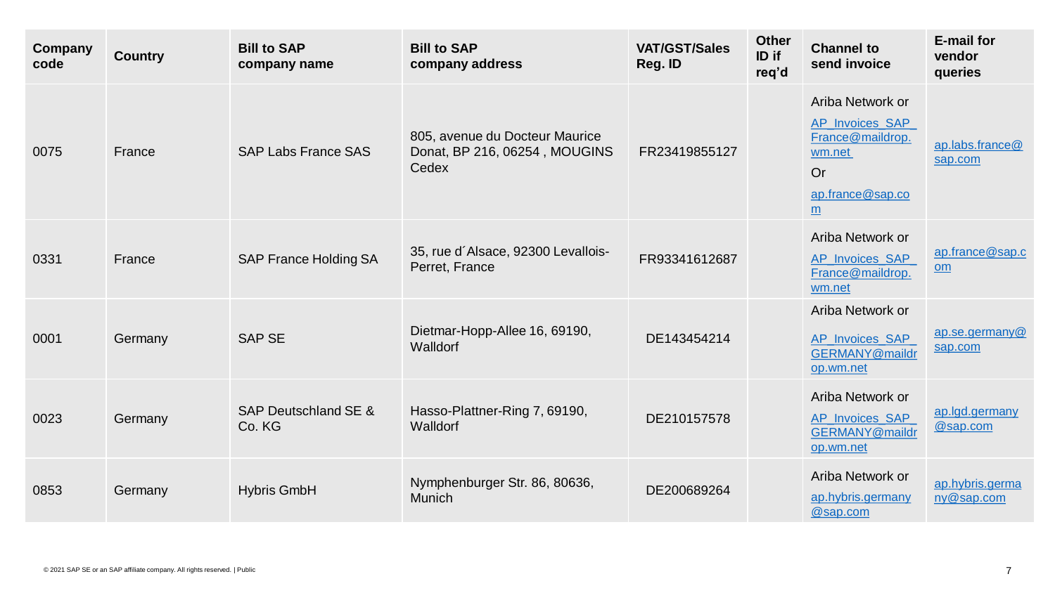| Company code | Country | Bill to SAP company name | Bill to SAP company address | VAT/GST/Sales Reg. ID | Other ID if req'd | Channel to send invoice | E-mail for vendor queries |
|---|---|---|---|---|---|---|---|
| 0075 | France | SAP Labs France SAS | 805, avenue du Docteur Maurice Donat, BP 216, 06254 , MOUGINS Cedex | FR23419855127 | | Ariba Network or AP_Invoices_SAP_France@maildrop.wm.net Or ap.france@sap.com | ap.labs.france@sap.com |
| 0331 | France | SAP France Holding SA | 35, rue d´Alsace, 92300 Levallois-Perret, France | FR93341612687 | | Ariba Network or AP_Invoices_SAP_France@maildrop.wm.net | ap.france@sap.com |
| 0001 | Germany | SAP SE | Dietmar-Hopp-Allee 16, 69190, Walldorf | DE143454214 | | Ariba Network or AP_Invoices_SAP_GERMANY@maildrop.wm.net | ap.se.germany@sap.com |
| 0023 | Germany | SAP Deutschland SE & Co. KG | Hasso-Plattner-Ring 7, 69190, Walldorf | DE210157578 | | Ariba Network or AP_Invoices_SAP_GERMANY@maildrop.wm.net | ap.lgd.germany@sap.com |
| 0853 | Germany | Hybris GmbH | Nymphenburger Str. 86, 80636, Munich | DE200689264 | | Ariba Network or ap.hybris.germany@sap.com | ap.hybris.germany@sap.com |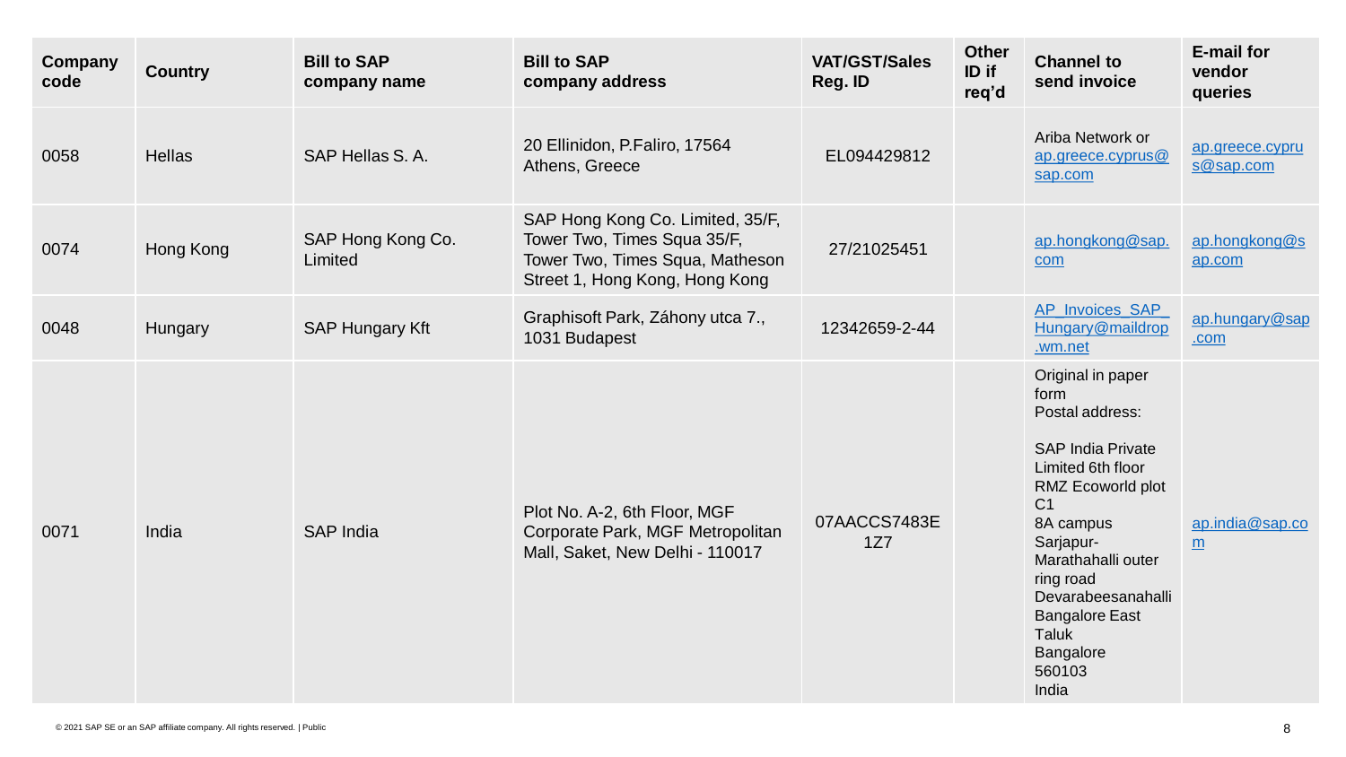| Company code | Country | Bill to SAP company name | Bill to SAP company address | VAT/GST/Sales Reg. ID | Other ID if req'd | Channel to send invoice | E-mail for vendor queries |
|---|---|---|---|---|---|---|---|
| 0058 | Hellas | SAP Hellas S. A. | 20 Ellinidon, P.Faliro, 17564 Athens, Greece | EL094429812 | | Ariba Network or ap.greece.cyprus@sap.com | ap.greece.cyprus@sap.com |
| 0074 | Hong Kong | SAP Hong Kong Co. Limited | SAP Hong Kong Co. Limited, 35/F, Tower Two, Times Squa 35/F, Tower Two, Times Squa, Matheson Street 1, Hong Kong, Hong Kong | 27/21025451 | | ap.hongkong@sap.com | ap.hongkong@sap.com |
| 0048 | Hungary | SAP Hungary Kft | Graphisoft Park, Záhony utca 7., 1031 Budapest | 12342659-2-44 | | AP_Invoices_SAP_Hungary@maildrop.wm.net | ap.hungary@sap.com |
| 0071 | India | SAP India | Plot No. A-2, 6th Floor, MGF Corporate Park, MGF Metropolitan Mall, Saket, New Delhi - 110017 | 07AACCS7483E1Z7 | | Original in paper form<br>Postal address:<br><br>SAP India Private Limited 6th floor RMZ Ecoworld plot C1<br>8A campus Sarjapur-Marathahalli outer ring road Devarabeesanahalli Bangalore East Taluk<br>Bangalore<br>560103<br>India | ap.india@sap.com |

© 2021 SAP SE or an SAP affiliate company. All rights reserved. | Public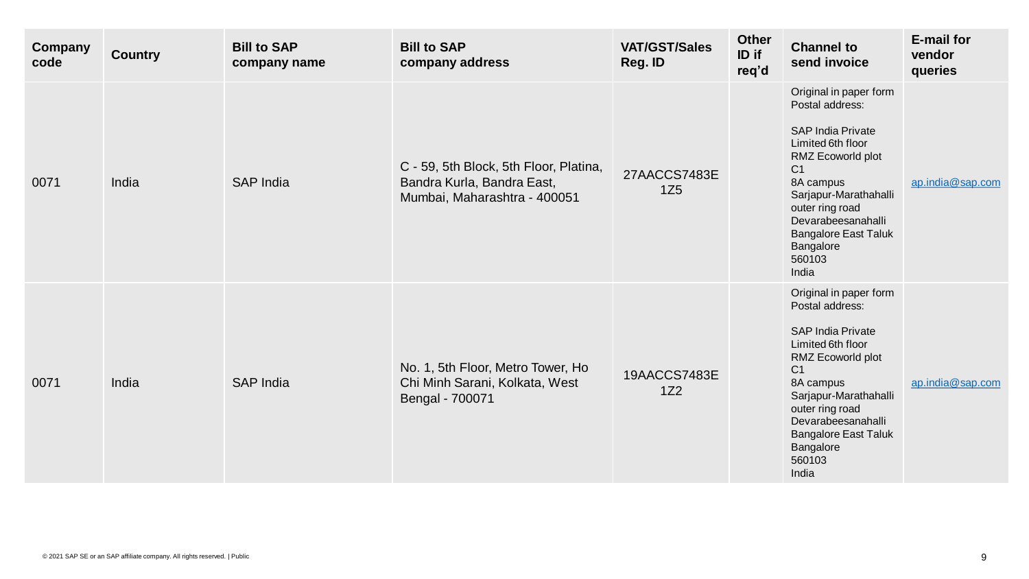| Company code | Country | Bill to SAP company name | Bill to SAP company address | VAT/GST/Sales Reg. ID | Other ID if req'd | Channel to send invoice | E-mail for vendor queries |
|---|---|---|---|---|---|---|---|
| 0071 | India | SAP India | C - 59, 5th Block, 5th Floor, Platina, Bandra Kurla, Bandra East, Mumbai, Maharashtra - 400051 | 27AACCS7483E1Z5 | | Original in paper form Postal address: SAP India Private Limited 6th floor RMZ Ecoworld plot C1 8A campus Sarjapur-Marathahalli outer ring road Devarabeesanahalli Bangalore East Taluk Bangalore 560103 India | ap.india@sap.com |
| 0071 | India | SAP India | No. 1, 5th Floor, Metro Tower, Ho Chi Minh Sarani, Kolkata, West Bengal - 700071 | 19AACCS7483E1Z2 | | Original in paper form Postal address: SAP India Private Limited 6th floor RMZ Ecoworld plot C1 8A campus Sarjapur-Marathahalli outer ring road Devarabeesanahalli Bangalore East Taluk Bangalore 560103 India | ap.india@sap.com |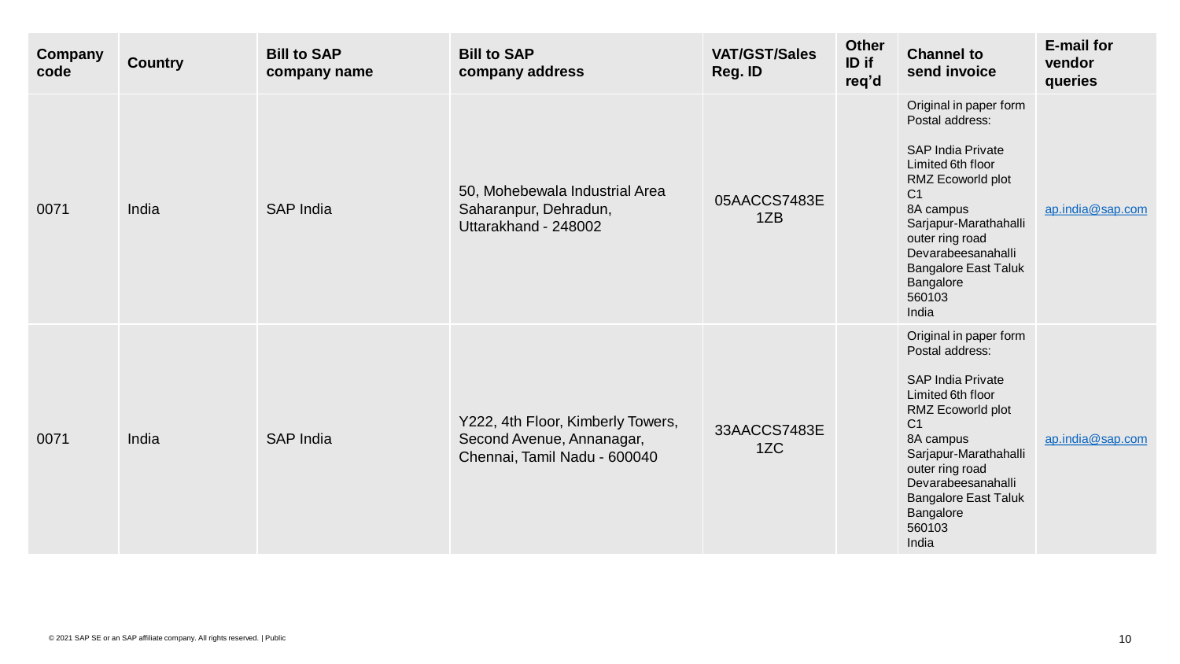| Company code | Country | Bill to SAP company name | Bill to SAP company address | VAT/GST/Sales Reg. ID | Other ID if req'd | Channel to send invoice | E-mail for vendor queries |
|---|---|---|---|---|---|---|---|
| 0071 | India | SAP India | 50, Mohebewala Industrial Area Saharanpur, Dehradun, Uttarakhand - 248002 | 05AACCS7483E 1ZB | | Original in paper form Postal address: SAP India Private Limited 6th floor RMZ Ecoworld plot C1 8A campus Sarjapur-Marathahalli outer ring road Devarabeesanahalli Bangalore East Taluk Bangalore 560103 India | ap.india@sap.com |
| 0071 | India | SAP India | Y222, 4th Floor, Kimberly Towers, Second Avenue, Annanagar, Chennai, Tamil Nadu - 600040 | 33AACCS7483E 1ZC | | Original in paper form Postal address: SAP India Private Limited 6th floor RMZ Ecoworld plot C1 8A campus Sarjapur-Marathahalli outer ring road Devarabeesanahalli Bangalore East Taluk Bangalore 560103 India | ap.india@sap.com |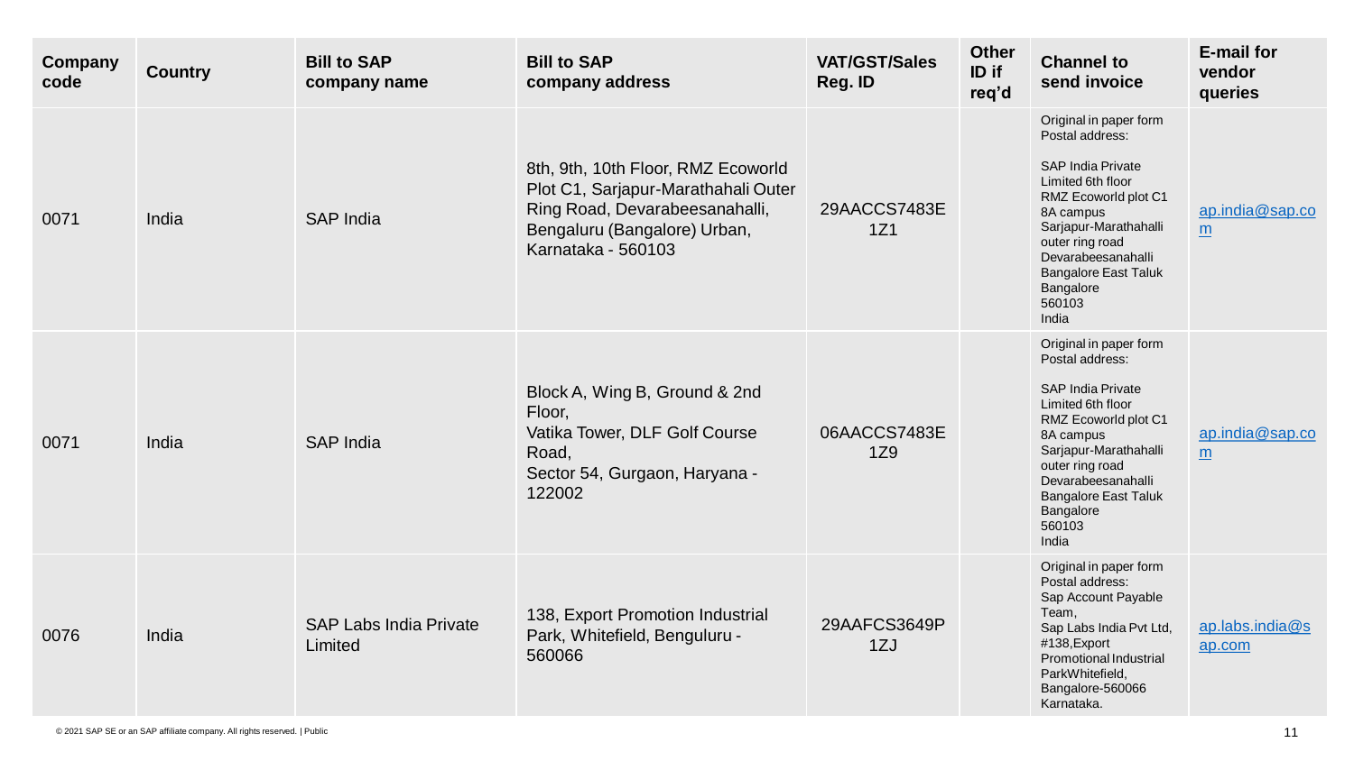| Company code | Country | Bill to SAP company name | Bill to SAP company address | VAT/GST/Sales Reg. ID | Other ID if req'd | Channel to send invoice | E-mail for vendor queries |
|---|---|---|---|---|---|---|---|
| 0071 | India | SAP India | 8th, 9th, 10th Floor, RMZ Ecoworld Plot C1, Sarjapur-Marathahali Outer Ring Road, Devarabeesanahalli, Bengaluru (Bangalore) Urban, Karnataka - 560103 | 29AACCS7483E1Z1 | | Original in paper form Postal address: SAP India Private Limited 6th floor RMZ Ecoworld plot C1 8A campus Sarjapur-Marathahalli outer ring road Devarabeesanahalli Bangalore East Taluk Bangalore 560103 India | ap.india@sap.com |
| 0071 | India | SAP India | Block A, Wing B, Ground & 2nd Floor, Vatika Tower, DLF Golf Course Road, Sector 54, Gurgaon, Haryana - 122002 | 06AACCS7483E1Z9 | | Original in paper form Postal address: SAP India Private Limited 6th floor RMZ Ecoworld plot C1 8A campus Sarjapur-Marathahalli outer ring road Devarabeesanahalli Bangalore East Taluk Bangalore 560103 India | ap.india@sap.com |
| 0076 | India | SAP Labs India Private Limited | 138, Export Promotion Industrial Park, Whitefield, Benguluru - 560066 | 29AAFCS3649P1ZJ | | Original in paper form Postal address: Sap Account Payable Team, Sap Labs India Pvt Ltd, #138,Export Promotional Industrial ParkWhitefield, Bangalore-560066 Karnataka. | ap.labs.india@sap.com |

© 2021 SAP SE or an SAP affiliate company. All rights reserved. | Public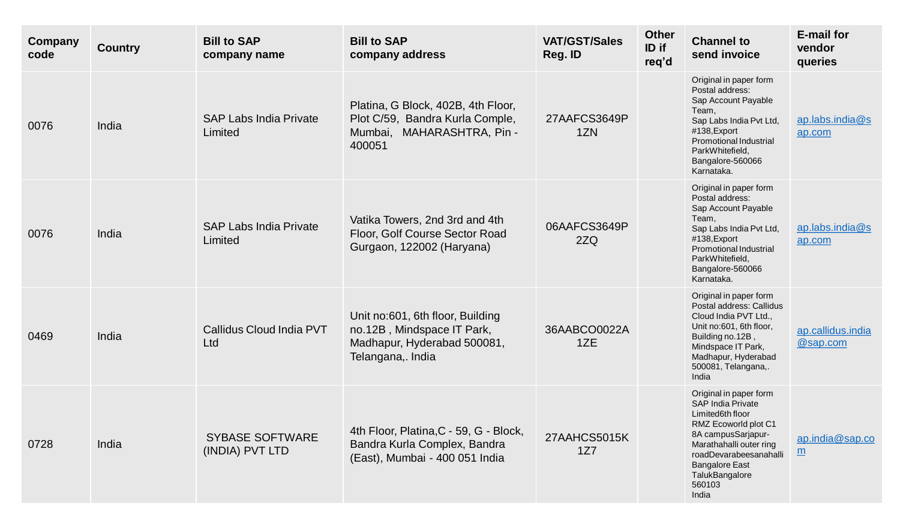| Company code | Country | Bill to SAP company name | Bill to SAP company address | VAT/GST/Sales Reg. ID | Other ID if req'd | Channel to send invoice | E-mail for vendor queries |
|---|---|---|---|---|---|---|---|
| 0076 | India | SAP Labs India Private Limited | Platina, G Block, 402B, 4th Floor, Plot C/59, Bandra Kurla Comple, Mumbai, MAHARASHTRA, Pin - 400051 | 27AAFCS3649P1ZN | | Original in paper form Postal address: Sap Account Payable Team, Sap Labs India Pvt Ltd, #138,Export Promotional Industrial ParkWhitefield, Bangalore-560066 Karnataka. | ap.labs.india@sap.com |
| 0076 | India | SAP Labs India Private Limited | Vatika Towers, 2nd 3rd and 4th Floor, Golf Course Sector Road Gurgaon, 122002 (Haryana) | 06AAFCS3649P2ZQ | | Original in paper form Postal address: Sap Account Payable Team, Sap Labs India Pvt Ltd, #138,Export Promotional Industrial ParkWhitefield, Bangalore-560066 Karnataka. | ap.labs.india@sap.com |
| 0469 | India | Callidus Cloud India PVT Ltd | Unit no:601, 6th floor, Building no.12B , Mindspace IT Park, Madhapur, Hyderabad 500081, Telangana,. India | 36AABCO0022A1ZE | | Original in paper form Postal address: Callidus Cloud India PVT Ltd., Unit no:601, 6th floor, Building no.12B , Mindspace IT Park, Madhapur, Hyderabad 500081, Telangana,. India | ap.callidus.india@sap.com |
| 0728 | India | SYBASE SOFTWARE (INDIA) PVT LTD | 4th Floor, Platina,C - 59, G - Block, Bandra Kurla Complex, Bandra (East), Mumbai - 400 051 India | 27AAHCS5015K1Z7 | | Original in paper form SAP India Private Limited6th floor RMZ Ecoworld plot C1 8A campusSarjapur-Marathahalli outer ring roadDevarabeesanahalli Bangalore East TalukBangalore 560103 India | ap.india@sap.com |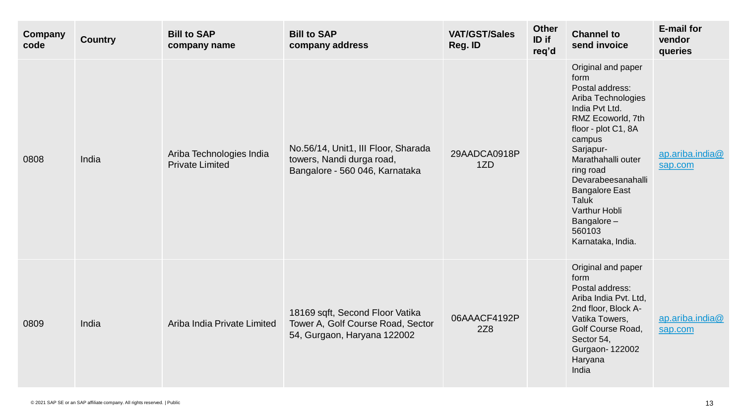| Company code | Country | Bill to SAP company name | Bill to SAP company address | VAT/GST/Sales Reg. ID | Other ID if req'd | Channel to send invoice | E-mail for vendor queries |
|---|---|---|---|---|---|---|---|
| 0808 | India | Ariba Technologies India Private Limited | No.56/14, Unit1, III Floor, Sharada towers, Nandi durga road, Bangalore - 560 046, Karnataka | 29AADCA0918P1ZD | | Original and paper form<br>Postal address:<br>Ariba Technologies India Pvt Ltd.<br>RMZ Ecoworld, 7th floor - plot C1, 8A campus<br>Sarjapur-Marathahalli outer ring road<br>Devarabeesanahalli<br>Bangalore East Taluk<br>Varthur Hobli<br>Bangalore – 560103<br>Karnataka, India. | ap.ariba.india@sap.com |
| 0809 | India | Ariba India Private Limited | 18169 sqft, Second Floor Vatika Tower A, Golf Course Road, Sector 54, Gurgaon, Haryana 122002 | 06AAACF4192P2Z8 | | Original and paper form<br>Postal address:<br>Ariba India Pvt. Ltd, 2nd floor, Block A-Vatika Towers,<br>Golf Course Road,<br>Sector 54,<br>Gurgaon- 122002<br>Haryana<br>India | ap.ariba.india@sap.com |

© 2021 SAP SE or an SAP affiliate company. All rights reserved. | Public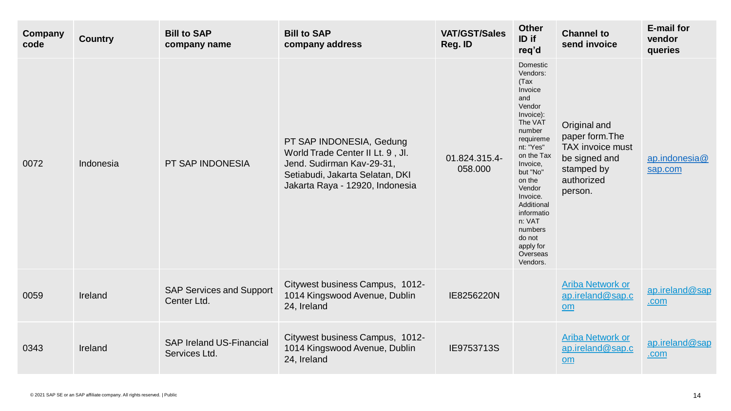| Company code | Country | Bill to SAP company name | Bill to SAP company address | VAT/GST/Sales Reg. ID | Other ID if req'd | Channel to send invoice | E-mail for vendor queries |
|---|---|---|---|---|---|---|---|
| 0072 | Indonesia | PT SAP INDONESIA | PT SAP INDONESIA, Gedung World Trade Center II Lt. 9 , Jl. Jend. Sudirman Kav-29-31, Setiabudi, Jakarta Selatan, DKI Jakarta Raya - 12920, Indonesia | 01.824.315.4-058.000 | Domestic Vendors: (Tax Invoice and Vendor Invoice): The VAT number requirement: "Yes" on the Tax Invoice, but "No" on the Vendor Invoice. Additional information: VAT numbers do not apply for Overseas Vendors. | Original and paper form.The TAX invoice must be signed and stamped by authorized person. | ap.indonesia@sap.com |
| 0059 | Ireland | SAP Services and Support Center Ltd. | Citywest business Campus, 1012-1014 Kingswood Avenue, Dublin 24, Ireland | IE8256220N | | Ariba Network or ap.ireland@sap.com | ap.ireland@sap.com |
| 0343 | Ireland | SAP Ireland US-Financial Services Ltd. | Citywest business Campus, 1012-1014 Kingswood Avenue, Dublin 24, Ireland | IE9753713S | | Ariba Network or ap.ireland@sap.com | ap.ireland@sap.com |

© 2021 SAP SE or an SAP affiliate company. All rights reserved. | Public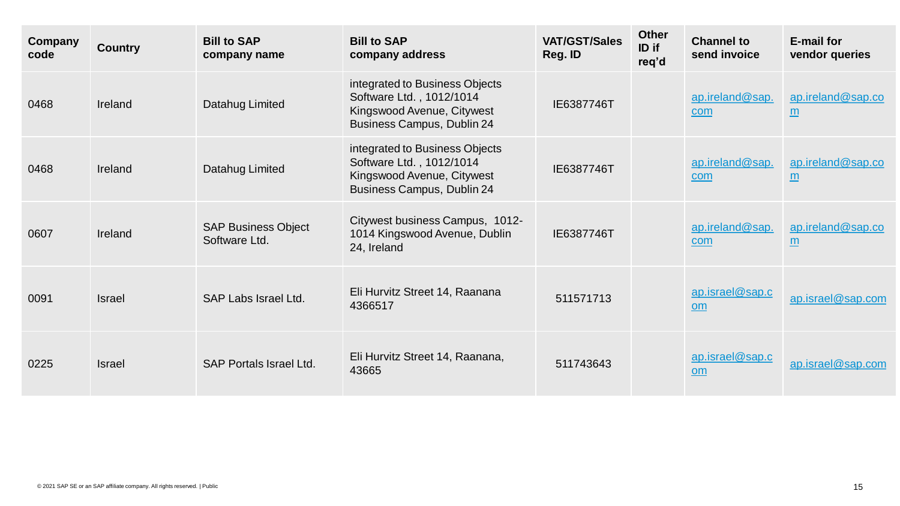| Company code | Country | Bill to SAP company name | Bill to SAP company address | VAT/GST/Sales Reg. ID | Other ID if req'd | Channel to send invoice | E-mail for vendor queries |
|---|---|---|---|---|---|---|---|
| 0468 | Ireland | Datahug Limited | integrated to Business Objects Software Ltd. , 1012/1014 Kingswood Avenue, Citywest Business Campus, Dublin 24 | IE6387746T | | ap.ireland@sap.com | ap.ireland@sap.com |
| 0468 | Ireland | Datahug Limited | integrated to Business Objects Software Ltd. , 1012/1014 Kingswood Avenue, Citywest Business Campus, Dublin 24 | IE6387746T | | ap.ireland@sap.com | ap.ireland@sap.com |
| 0607 | Ireland | SAP Business Object Software Ltd. | Citywest business Campus, 1012-1014 Kingswood Avenue, Dublin 24, Ireland | IE6387746T | | ap.ireland@sap.com | ap.ireland@sap.com |
| 0091 | Israel | SAP Labs Israel Ltd. | Eli Hurvitz Street 14, Raanana 4366517 | 511571713 | | ap.israel@sap.com | ap.israel@sap.com |
| 0225 | Israel | SAP Portals Israel Ltd. | Eli Hurvitz Street 14, Raanana, 43665 | 511743643 | | ap.israel@sap.com | ap.israel@sap.com |

© 2021 SAP SE or an SAP affiliate company. All rights reserved. | Public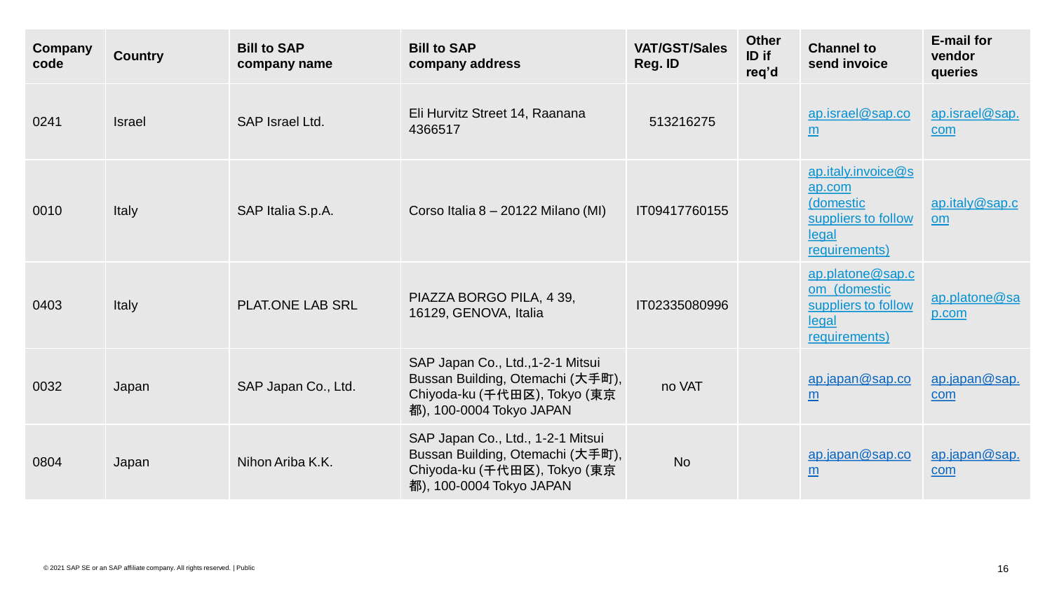| Company code | Country | Bill to SAP company name | Bill to SAP company address | VAT/GST/Sales Reg. ID | Other ID if req'd | Channel to send invoice | E-mail for vendor queries |
|---|---|---|---|---|---|---|---|
| 0241 | Israel | SAP Israel Ltd. | Eli Hurvitz Street 14, Raanana 4366517 | 513216275 | | ap.israel@sap.com | ap.israel@sap.com |
| 0010 | Italy | SAP Italia S.p.A. | Corso Italia 8 – 20122 Milano (MI) | IT09417760155 | | ap.italy.invoice@sap.com (domestic suppliers to follow legal requirements) | ap.italy@sap.com |
| 0403 | Italy | PLAT.ONE LAB SRL | PIAZZA BORGO PILA, 4 39, 16129, GENOVA, Italia | IT02335080996 | | ap.platone@sap.com (domestic suppliers to follow legal requirements) | ap.platone@sap.com |
| 0032 | Japan | SAP Japan Co., Ltd. | SAP Japan Co., Ltd.,1-2-1 Mitsui Bussan Building, Otemachi (大手町), Chiyoda-ku (千代田区), Tokyo (東京都), 100-0004 Tokyo JAPAN | no VAT | | ap.japan@sap.com | ap.japan@sap.com |
| 0804 | Japan | Nihon Ariba K.K. | SAP Japan Co., Ltd., 1-2-1 Mitsui Bussan Building, Otemachi (大手町), Chiyoda-ku (千代田区), Tokyo (東京都), 100-0004 Tokyo JAPAN | No | | ap.japan@sap.com | ap.japan@sap.com |

© 2021 SAP SE or an SAP affiliate company. All rights reserved. | Public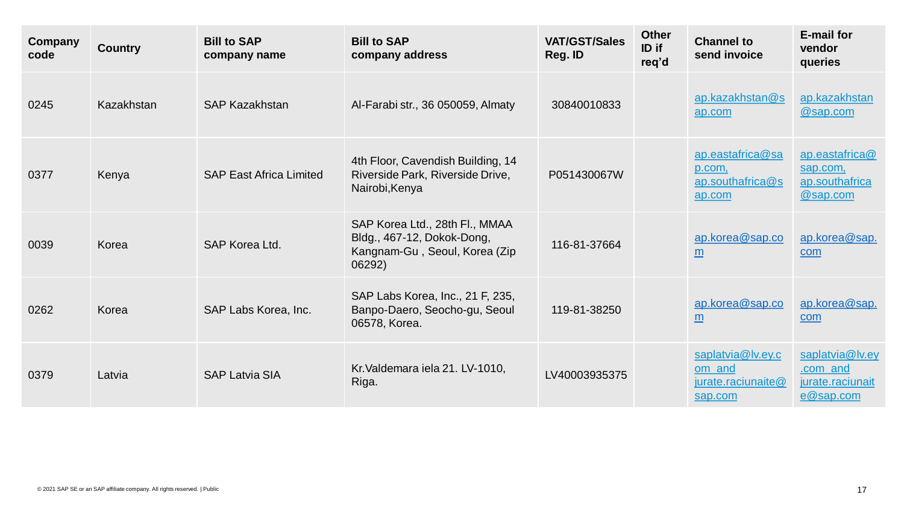| Company code | Country | Bill to SAP company name | Bill to SAP company address | VAT/GST/Sales Reg. ID | Other ID if req'd | Channel to send invoice | E-mail for vendor queries |
|---|---|---|---|---|---|---|---|
| 0245 | Kazakhstan | SAP Kazakhstan | Al-Farabi str., 36 050059, Almaty | 30840010833 | | ap.kazakhstan@sap.com | ap.kazakhstan@sap.com |
| 0377 | Kenya | SAP East Africa Limited | 4th Floor, Cavendish Building, 14 Riverside Park, Riverside Drive, Nairobi,Kenya | P051430067W | | ap.eastafrica@sap.com, ap.southafrica@sap.com | ap.eastafrica@sap.com, ap.southafrica@sap.com |
| 0039 | Korea | SAP Korea Ltd. | SAP Korea Ltd., 28th Fl., MMAA Bldg., 467-12, Dokok-Dong, Kangnam-Gu , Seoul, Korea (Zip 06292) | 116-81-37664 | | ap.korea@sap.com | ap.korea@sap.com |
| 0262 | Korea | SAP Labs Korea, Inc. | SAP Labs Korea, Inc., 21 F, 235, Banpo-Daero, Seocho-gu, Seoul 06578, Korea. | 119-81-38250 | | ap.korea@sap.com | ap.korea@sap.com |
| 0379 | Latvia | SAP Latvia SIA | Kr.Valdemara iela 21. LV-1010, Riga. | LV40003935375 | | saplatvia@lv.ey.com and jurate.raciunaite@sap.com | saplatvia@lv.ey.com and jurate.raciunaite@sap.com |

© 2021 SAP SE or an SAP affiliate company. All rights reserved. | Public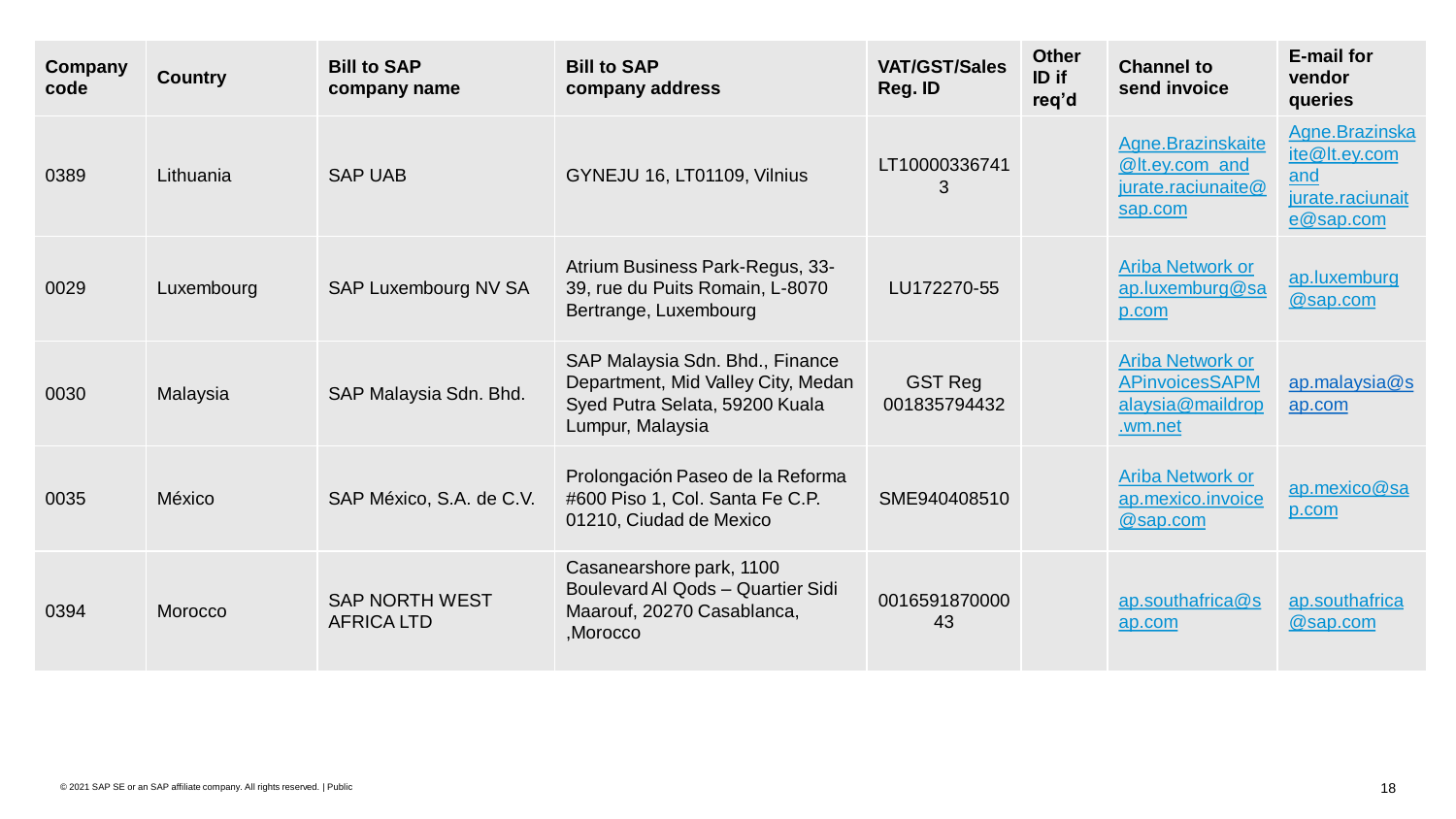| Company code | Country | Bill to SAP company name | Bill to SAP company address | VAT/GST/Sales Reg. ID | Other ID if req'd | Channel to send invoice | E-mail for vendor queries |
|---|---|---|---|---|---|---|---|
| 0389 | Lithuania | SAP UAB | GYNEJU 16, LT01109, Vilnius | LT100003367413 | | Agne.Brazinskaite@lt.ey.com and jurate.raciunaite@sap.com | Agne.Brazinskaite@lt.ey.com and jurate.raciunaite@sap.com |
| 0029 | Luxembourg | SAP Luxembourg NV SA | Atrium Business Park-Regus, 33-39, rue du Puits Romain, L-8070 Bertrange, Luxembourg | LU172270-55 | | Ariba Network or ap.luxemburg@sap.com | ap.luxemburg@sap.com |
| 0030 | Malaysia | SAP Malaysia Sdn. Bhd. | SAP Malaysia Sdn. Bhd., Finance Department, Mid Valley City, Medan Syed Putra Selata, 59200 Kuala Lumpur, Malaysia | GST Reg 001835794432 | | Ariba Network or APinvoicesSAPMalaysia@maildrop.wm.net | ap.malaysia@sap.com |
| 0035 | México | SAP México, S.A. de C.V. | Prolongación Paseo de la Reforma #600 Piso 1, Col. Santa Fe C.P. 01210, Ciudad de Mexico | SME940408510 | | Ariba Network or ap.mexico.invoice@sap.com | ap.mexico@sap.com |
| 0394 | Morocco | SAP NORTH WEST AFRICA LTD | Casanearshore park, 1100 Boulevard Al Qods – Quartier Sidi Maarouf, 20270 Casablanca, ,Morocco | 001659187000043 | | ap.southafrica@sap.com | ap.southafrica@sap.com |

© 2021 SAP SE or an SAP affiliate company. All rights reserved. | Public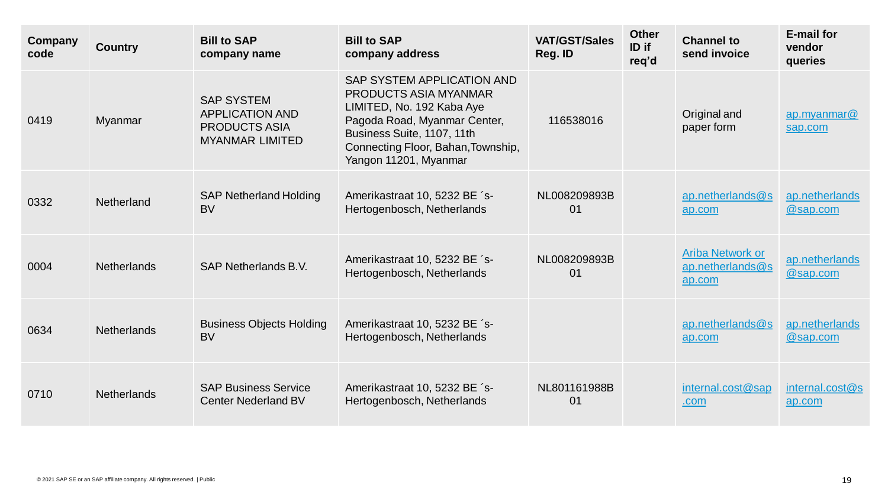| Company code | Country | Bill to SAP company name | Bill to SAP company address | VAT/GST/Sales Reg. ID | Other ID if req'd | Channel to send invoice | E-mail for vendor queries |
|---|---|---|---|---|---|---|---|
| 0419 | Myanmar | SAP SYSTEM APPLICATION AND PRODUCTS ASIA MYANMAR LIMITED | SAP SYSTEM APPLICATION AND PRODUCTS ASIA MYANMAR LIMITED, No. 192 Kaba Aye Pagoda Road, Myanmar Center, Business Suite, 1107, 11th Connecting Floor, Bahan,Township, Yangon 11201, Myanmar | 116538016 | | Original and paper form | ap.myanmar@sap.com |
| 0332 | Netherland | SAP Netherland Holding BV | Amerikastraat 10, 5232 BE ´s-Hertogenbosch, Netherlands | NL008209893B01 | | ap.netherlands@sap.com | ap.netherlands@sap.com |
| 0004 | Netherlands | SAP Netherlands B.V. | Amerikastraat 10, 5232 BE ´s-Hertogenbosch, Netherlands | NL008209893B01 | | Ariba Network or ap.netherlands@sap.com | ap.netherlands@sap.com |
| 0634 | Netherlands | Business Objects Holding BV | Amerikastraat 10, 5232 BE ´s-Hertogenbosch, Netherlands | | | ap.netherlands@sap.com | ap.netherlands@sap.com |
| 0710 | Netherlands | SAP Business Service Center Nederland BV | Amerikastraat 10, 5232 BE ´s-Hertogenbosch, Netherlands | NL801161988B01 | | internal.cost@sap.com | internal.cost@sap.com |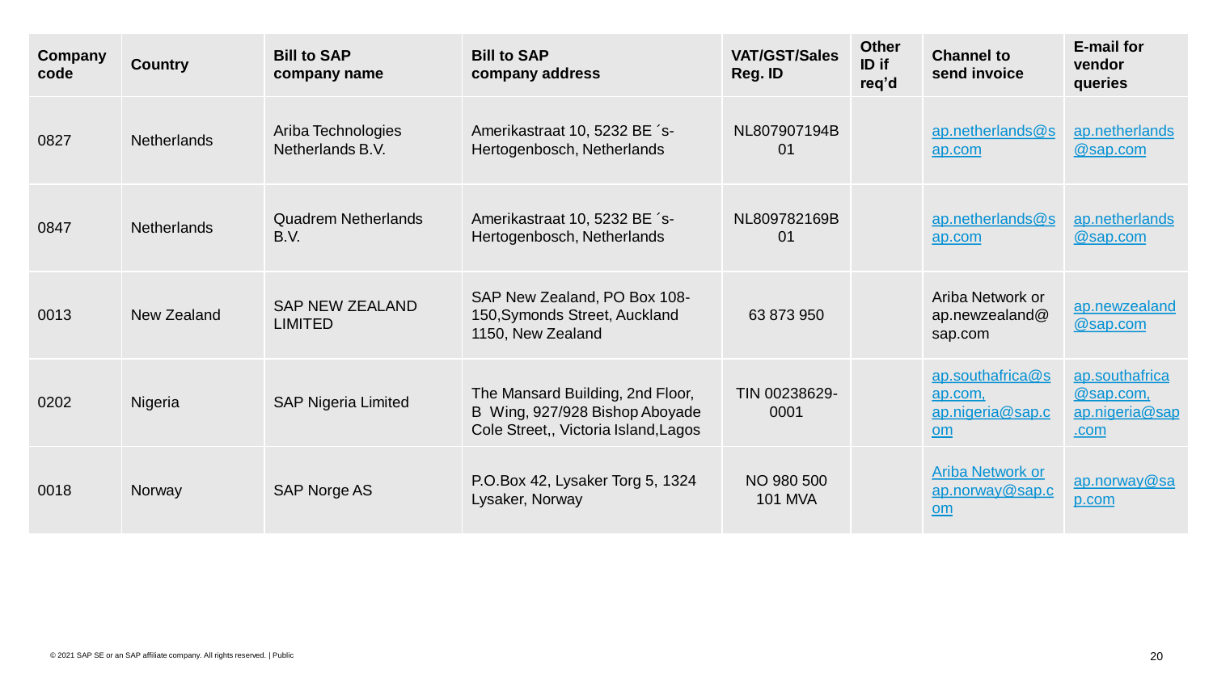| Company code | Country | Bill to SAP company name | Bill to SAP company address | VAT/GST/Sales Reg. ID | Other ID if req'd | Channel to send invoice | E-mail for vendor queries |
|---|---|---|---|---|---|---|---|
| 0827 | Netherlands | Ariba Technologies Netherlands B.V. | Amerikastraat 10, 5232 BE ´s-Hertogenbosch, Netherlands | NL807907194B01 | | ap.netherlands@sap.com | ap.netherlands@sap.com |
| 0847 | Netherlands | Quadrem Netherlands B.V. | Amerikastraat 10, 5232 BE ´s-Hertogenbosch, Netherlands | NL809782169B01 | | ap.netherlands@sap.com | ap.netherlands@sap.com |
| 0013 | New Zealand | SAP NEW ZEALAND LIMITED | SAP New Zealand, PO Box 108-150,Symonds Street, Auckland 1150, New Zealand | 63 873 950 | | Ariba Network or ap.newzealand@sap.com | ap.newzealand@sap.com |
| 0202 | Nigeria | SAP Nigeria Limited | The Mansard Building, 2nd Floor, B Wing, 927/928 Bishop Aboyade Cole Street,, Victoria Island,Lagos | TIN 00238629-0001 | | ap.southafrica@sap.com, ap.nigeria@sap.com | ap.southafrica@sap.com, ap.nigeria@sap.com |
| 0018 | Norway | SAP Norge AS | P.O.Box 42, Lysaker Torg 5, 1324 Lysaker, Norway | NO 980 500 101 MVA | | Ariba Network or ap.norway@sap.com | ap.norway@sap.com |

© 2021 SAP SE or an SAP affiliate company. All rights reserved. | Public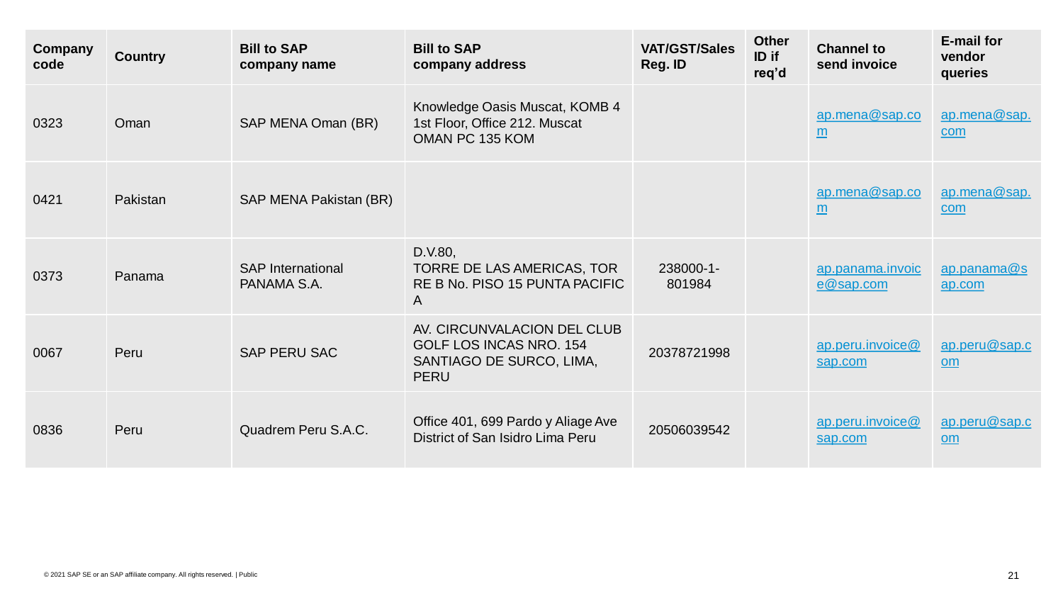| Company code | Country | Bill to SAP company name | Bill to SAP company address | VAT/GST/Sales Reg. ID | Other ID if req'd | Channel to send invoice | E-mail for vendor queries |
|---|---|---|---|---|---|---|---|
| 0323 | Oman | SAP MENA Oman (BR) | Knowledge Oasis Muscat, KOMB 4 1st Floor, Office 212. Muscat OMAN PC 135 KOM | | | ap.mena@sap.com | ap.mena@sap.com |
| 0421 | Pakistan | SAP MENA Pakistan (BR) | | | | ap.mena@sap.com | ap.mena@sap.com |
| 0373 | Panama | SAP International PANAMA S.A. | D.V.80, TORRE DE LAS AMERICAS, TORRE B No. PISO 15 PUNTA PACIFICA | 238000-1-801984 | | ap.panama.invoice@sap.com | ap.panama@sap.com |
| 0067 | Peru | SAP PERU SAC | AV. CIRCUNVALACION DEL CLUB GOLF LOS INCAS NRO. 154 SANTIAGO DE SURCO, LIMA, PERU | 20378721998 | | ap.peru.invoice@sap.com | ap.peru@sap.com |
| 0836 | Peru | Quadrem Peru S.A.C. | Office 401, 699 Pardo y Aliage Ave District of San Isidro Lima Peru | 20506039542 | | ap.peru.invoice@sap.com | ap.peru@sap.com |

© 2021 SAP SE or an SAP affiliate company. All rights reserved. | Public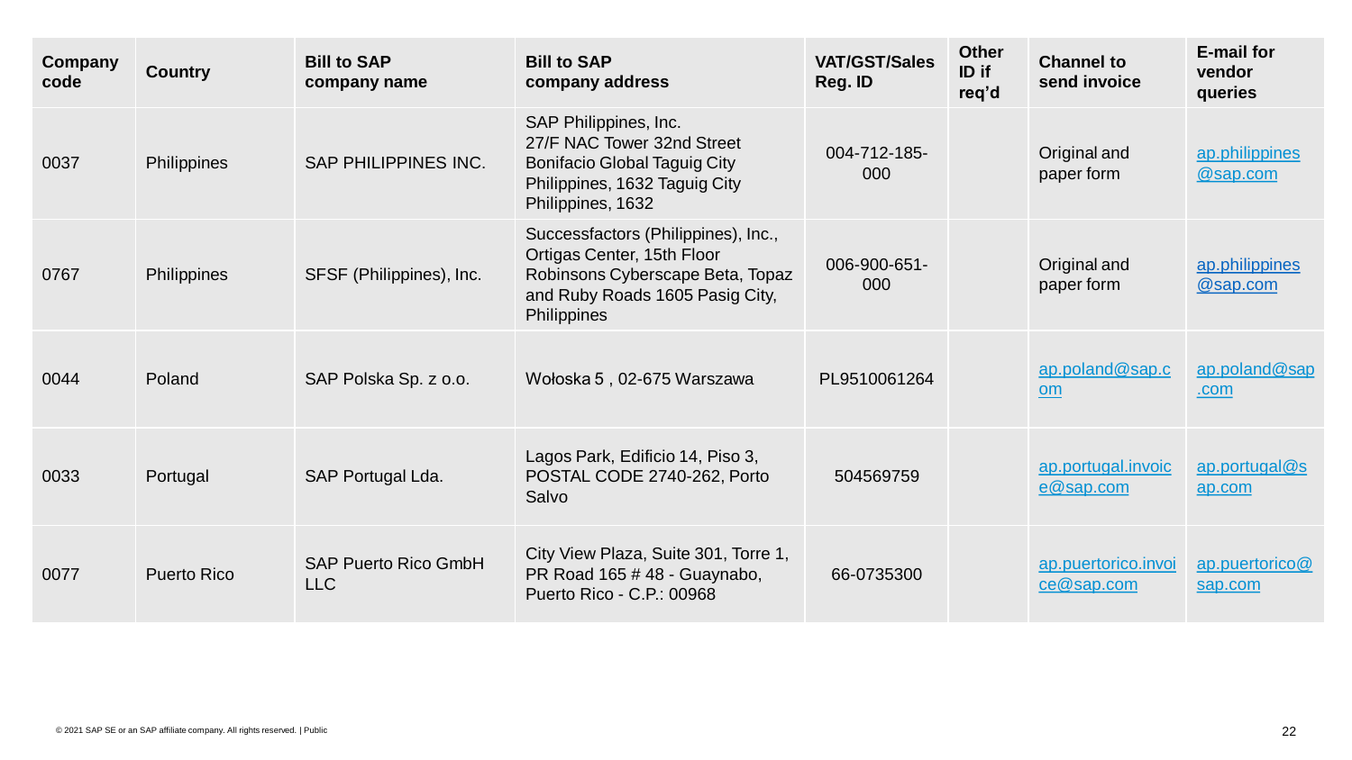| Company code | Country | Bill to SAP company name | Bill to SAP company address | VAT/GST/Sales Reg. ID | Other ID if req'd | Channel to send invoice | E-mail for vendor queries |
|---|---|---|---|---|---|---|---|
| 0037 | Philippines | SAP PHILIPPINES INC. | SAP Philippines, Inc. 27/F NAC Tower 32nd Street Bonifacio Global Taguig City Philippines, 1632 Taguig City Philippines, 1632 | 004-712-185-000 | | Original and paper form | ap.philippines@sap.com |
| 0767 | Philippines | SFSF (Philippines), Inc. | Successfactors (Philippines), Inc., Ortigas Center, 15th Floor Robinsons Cyberscape Beta, Topaz and Ruby Roads 1605 Pasig City, Philippines | 006-900-651-000 | | Original and paper form | ap.philippines@sap.com |
| 0044 | Poland | SAP Polska Sp. z o.o. | Wołoska 5 , 02-675 Warszawa | PL9510061264 | | ap.poland@sap.com | ap.poland@sap.com |
| 0033 | Portugal | SAP Portugal Lda. | Lagos Park, Edificio 14, Piso 3, POSTAL CODE 2740-262, Porto Salvo | 504569759 | | ap.portugal.invoice@sap.com | ap.portugal@sap.com |
| 0077 | Puerto Rico | SAP Puerto Rico GmbH LLC | City View Plaza, Suite 301, Torre 1, PR Road 165 # 48 - Guaynabo, Puerto Rico - C.P.: 00968 | 66-0735300 | | ap.puertorico.invoice@sap.com | ap.puertorico@sap.com |

© 2021 SAP SE or an SAP affiliate company. All rights reserved. | Public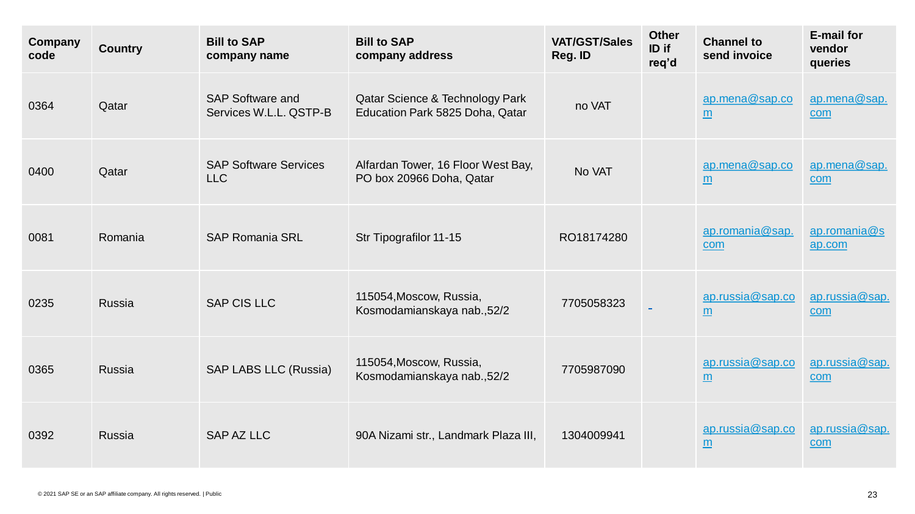| Company code | Country | Bill to SAP company name | Bill to SAP company address | VAT/GST/Sales Reg. ID | Other ID if req'd | Channel to send invoice | E-mail for vendor queries |
|---|---|---|---|---|---|---|---|
| 0364 | Qatar | SAP Software and Services W.L.L. QSTP-B | Qatar Science & Technology Park Education Park 5825 Doha, Qatar | no VAT | | ap.mena@sap.com | ap.mena@sap.com |
| 0400 | Qatar | SAP Software Services LLC | Alfardan Tower, 16 Floor West Bay, PO box 20966 Doha, Qatar | No VAT | | ap.mena@sap.com | ap.mena@sap.com |
| 0081 | Romania | SAP Romania SRL | Str Tipografilor 11-15 | RO18174280 | | ap.romania@sap.com | ap.romania@sap.com |
| 0235 | Russia | SAP CIS LLC | 115054,Moscow, Russia, Kosmodamianskaya nab.,52/2 | 7705058323 | | ap.russia@sap.com | ap.russia@sap.com |
| 0365 | Russia | SAP LABS LLC (Russia) | 115054,Moscow, Russia, Kosmodamianskaya nab.,52/2 | 7705987090 | | ap.russia@sap.com | ap.russia@sap.com |
| 0392 | Russia | SAP AZ LLC | 90A Nizami str., Landmark Plaza III, | 1304009941 | | ap.russia@sap.com | ap.russia@sap.com |

© 2021 SAP SE or an SAP affiliate company. All rights reserved. | Public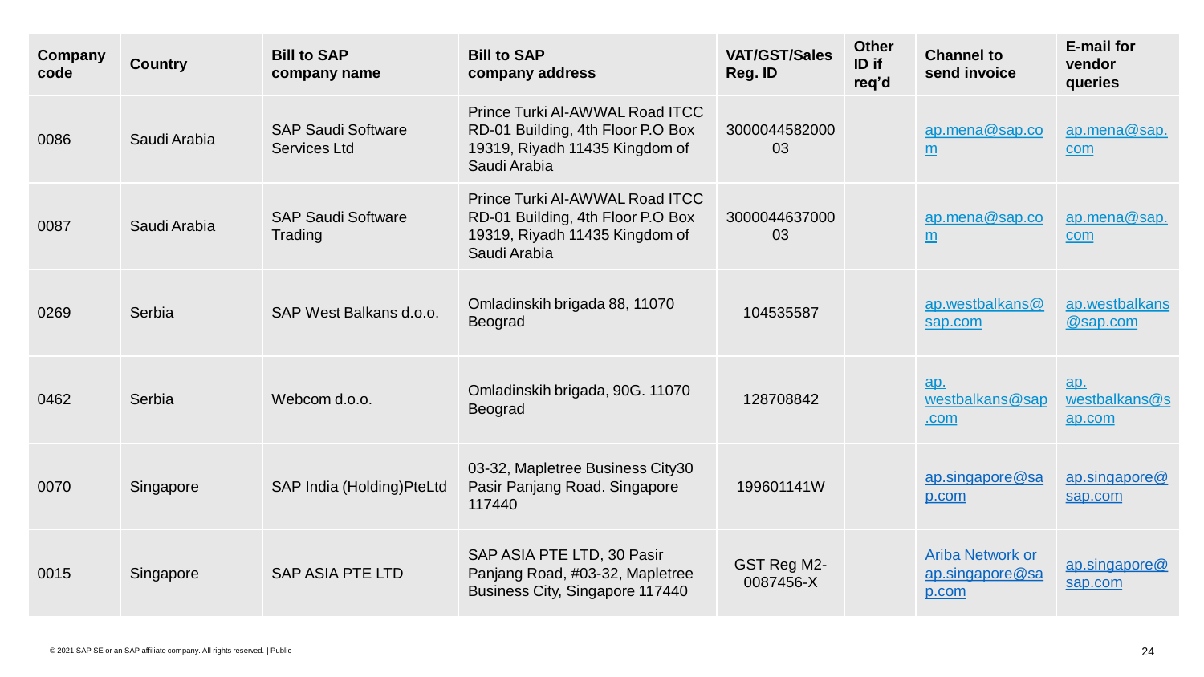| Company code | Country | Bill to SAP company name | Bill to SAP company address | VAT/GST/Sales Reg. ID | Other ID if req'd | Channel to send invoice | E-mail for vendor queries |
|---|---|---|---|---|---|---|---|
| 0086 | Saudi Arabia | SAP Saudi Software Services Ltd | Prince Turki Al-AWWAL Road ITCC RD-01 Building, 4th Floor P.O Box 19319, Riyadh 11435 Kingdom of Saudi Arabia | 300004458200003 | | ap.mena@sap.com | ap.mena@sap.com |
| 0087 | Saudi Arabia | SAP Saudi Software Trading | Prince Turki Al-AWWAL Road ITCC RD-01 Building, 4th Floor P.O Box 19319, Riyadh 11435 Kingdom of Saudi Arabia | 300004463700003 | | ap.mena@sap.com | ap.mena@sap.com |
| 0269 | Serbia | SAP West Balkans d.o.o. | Omladinskih brigada 88, 11070 Beograd | 104535587 | | ap.westbalkans@sap.com | ap.westbalkans@sap.com |
| 0462 | Serbia | Webcom d.o.o. | Omladinskih brigada, 90G. 11070 Beograd | 128708842 | | ap. westbalkans@sap.com | ap. westbalkans@sap.com |
| 0070 | Singapore | SAP India (Holding)PteLtd | 03-32, Mapletree Business City30 Pasir Panjang Road. Singapore 117440 | 199601141W | | ap.singapore@sap.com | ap.singapore@sap.com |
| 0015 | Singapore | SAP ASIA PTE LTD | SAP ASIA PTE LTD, 30 Pasir Panjang Road, #03-32, Mapletree Business City, Singapore 117440 | GST Reg M2-0087456-X | | Ariba Network or ap.singapore@sap.com | ap.singapore@sap.com |

© 2021 SAP SE or an SAP affiliate company. All rights reserved. | Public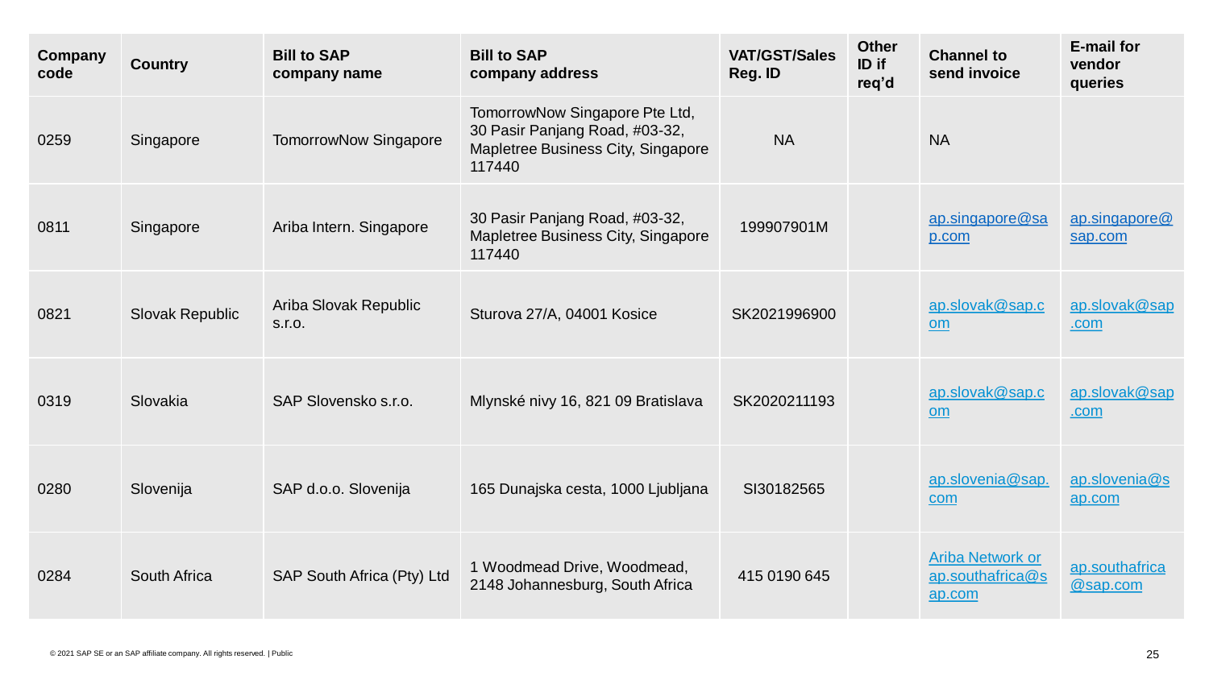| Company code | Country | Bill to SAP company name | Bill to SAP company address | VAT/GST/Sales Reg. ID | Other ID if req'd | Channel to send invoice | E-mail for vendor queries |
|---|---|---|---|---|---|---|---|
| 0259 | Singapore | TomorrowNow Singapore | TomorrowNow Singapore Pte Ltd, 30 Pasir Panjang Road, #03-32, Mapletree Business City, Singapore 117440 | NA | | NA | |
| 0811 | Singapore | Ariba Intern. Singapore | 30 Pasir Panjang Road, #03-32, Mapletree Business City, Singapore 117440 | 199907901M | | ap.singapore@sap.com | ap.singapore@sap.com |
| 0821 | Slovak Republic | Ariba Slovak Republic s.r.o. | Sturova 27/A, 04001 Kosice | SK2021996900 | | ap.slovak@sap.com | ap.slovak@sap.com |
| 0319 | Slovakia | SAP Slovensko s.r.o. | Mlynské nivy 16, 821 09 Bratislava | SK2020211193 | | ap.slovak@sap.com | ap.slovak@sap.com |
| 0280 | Slovenija | SAP d.o.o. Slovenija | 165 Dunajska cesta, 1000 Ljubljana | SI30182565 | | ap.slovenia@sap.com | ap.slovenia@sap.com |
| 0284 | South Africa | SAP South Africa (Pty) Ltd | 1 Woodmead Drive, Woodmead, 2148 Johannesburg, South Africa | 415 0190 645 | | Ariba Network or ap.southafrica@sap.com | ap.southafrica@sap.com |

© 2021 SAP SE or an SAP affiliate company. All rights reserved. | Public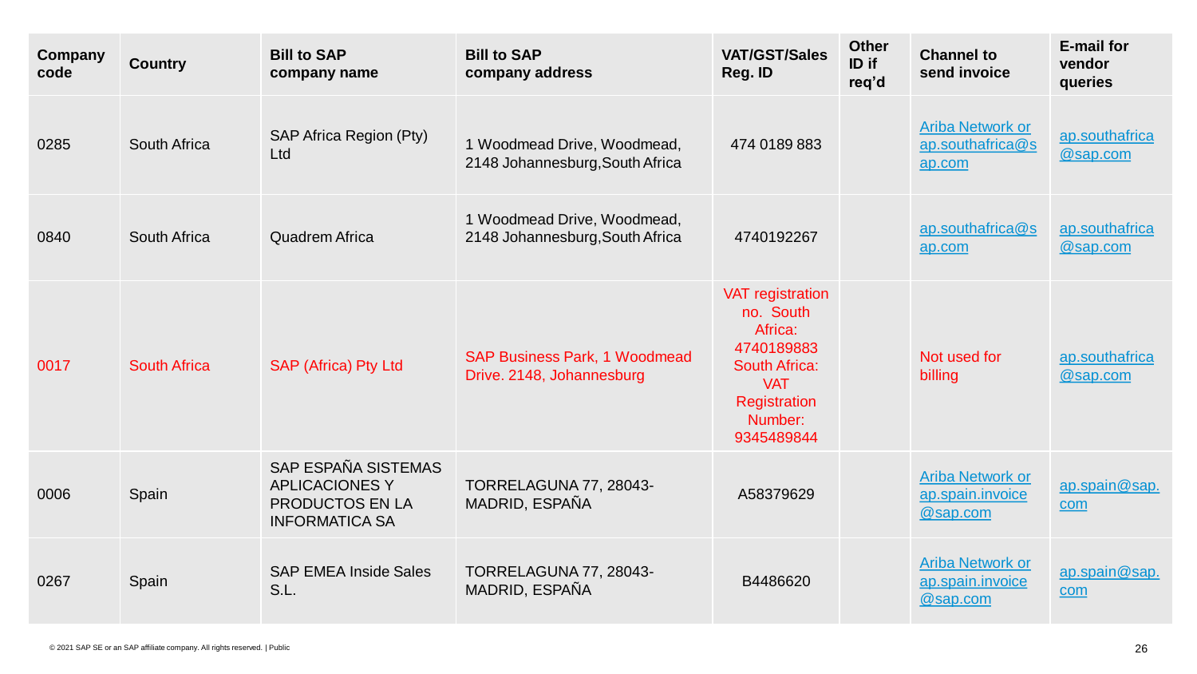| Company code | Country | Bill to SAP company name | Bill to SAP company address | VAT/GST/Sales Reg. ID | Other ID if req'd | Channel to send invoice | E-mail for vendor queries |
|---|---|---|---|---|---|---|---|
| 0285 | South Africa | SAP Africa Region (Pty) Ltd | 1 Woodmead Drive, Woodmead, 2148 Johannesburg,South Africa | 474 0189 883 | | Ariba Network or ap.southafrica@sap.com | ap.southafrica@sap.com |
| 0840 | South Africa | Quadrem Africa | 1 Woodmead Drive, Woodmead, 2148 Johannesburg,South Africa | 4740192267 | | ap.southafrica@sap.com | ap.southafrica@sap.com |
| 0017 | South Africa | SAP (Africa) Pty Ltd | SAP Business Park, 1 Woodmead Drive. 2148, Johannesburg | VAT registration no. South Africa: 4740189883 South Africa: VAT Registration Number: 9345489844 | | Not used for billing | ap.southafrica@sap.com |
| 0006 | Spain | SAP ESPAÑA SISTEMAS APLICACIONES Y PRODUCTOS EN LA INFORMATICA SA | TORRELAGUNA 77, 28043-MADRID, ESPAÑA | A58379629 | | Ariba Network or ap.spain.invoice@sap.com | ap.spain@sap.com |
| 0267 | Spain | SAP EMEA Inside Sales S.L. | TORRELAGUNA 77, 28043-MADRID, ESPAÑA | B4486620 | | Ariba Network or ap.spain.invoice@sap.com | ap.spain@sap.com |

© 2021 SAP SE or an SAP affiliate company. All rights reserved. | Public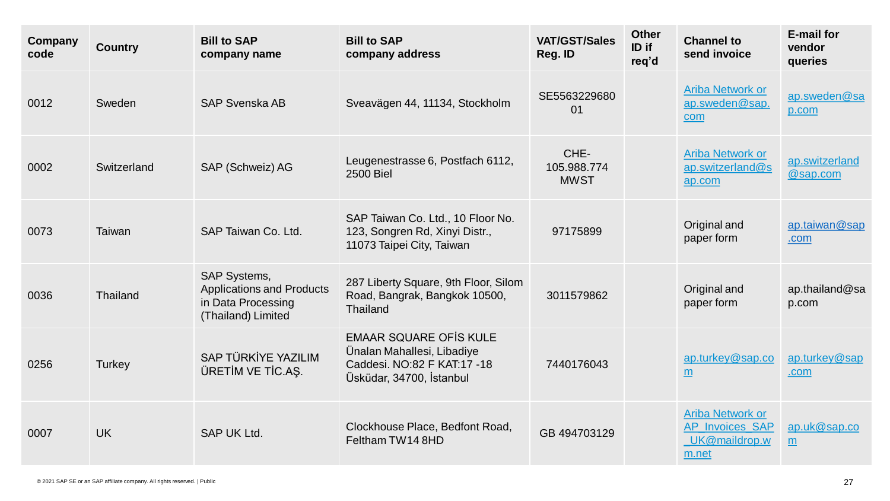| Company code | Country | Bill to SAP company name | Bill to SAP company address | VAT/GST/Sales Reg. ID | Other ID if req'd | Channel to send invoice | E-mail for vendor queries |
|---|---|---|---|---|---|---|---|
| 0012 | Sweden | SAP Svenska AB | Sveavägen 44, 11134, Stockholm | SE556322968001 | | Ariba Network or ap.sweden@sap.com | ap.sweden@sap.com |
| 0002 | Switzerland | SAP (Schweiz) AG | Leugenestrasse 6, Postfach 6112, 2500 Biel | CHE-105.988.774 MWST | | Ariba Network or ap.switzerland@sap.com | ap.switzerland@sap.com |
| 0073 | Taiwan | SAP Taiwan Co. Ltd. | SAP Taiwan Co. Ltd., 10 Floor No. 123, Songren Rd, Xinyi Distr., 11073 Taipei City, Taiwan | 97175899 | | Original and paper form | ap.taiwan@sap.com |
| 0036 | Thailand | SAP Systems, Applications and Products in Data Processing (Thailand) Limited | 287 Liberty Square, 9th Floor, Silom Road, Bangrak, Bangkok 10500, Thailand | 3011579862 | | Original and paper form | ap.thailand@sap.com |
| 0256 | Turkey | SAP TÜRKİYE YAZILIM ÜRETİM VE TİC.AŞ. | EMAAR SQUARE OFİS KULE Ünalan Mahallesi, Libadiye Caddesi. NO:82 F KAT:17 -18 Üsküdar, 34700, İstanbul | 7440176043 | | ap.turkey@sap.com | ap.turkey@sap.com |
| 0007 | UK | SAP UK Ltd. | Clockhouse Place, Bedfont Road, Feltham TW14 8HD | GB 494703129 | | Ariba Network or AP_Invoices_SAP_UK@maildrop.wm.net | ap.uk@sap.com |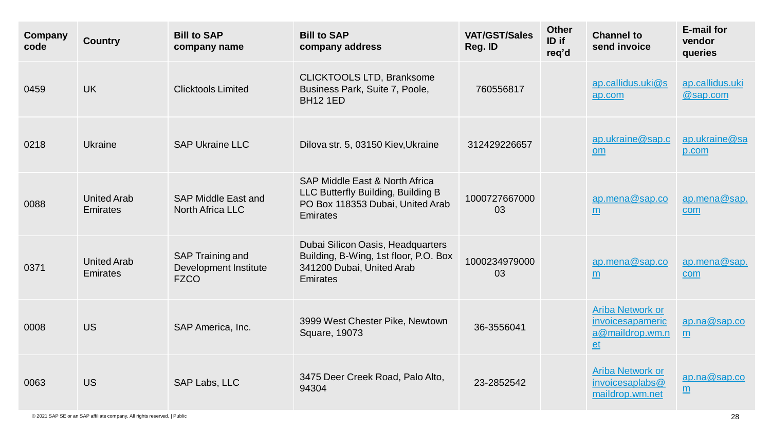| Company code | Country | Bill to SAP company name | Bill to SAP company address | VAT/GST/Sales Reg. ID | Other ID if req'd | Channel to send invoice | E-mail for vendor queries |
|---|---|---|---|---|---|---|---|
| 0459 | UK | Clicktools Limited | CLICKTOOLS LTD, Branksome Business Park, Suite 7, Poole, BH12 1ED | 760556817 | | ap.callidus.uki@sap.com | ap.callidus.uki@sap.com |
| 0218 | Ukraine | SAP Ukraine LLC | Dilova str. 5, 03150 Kiev,Ukraine | 312429226657 | | ap.ukraine@sap.com | ap.ukraine@sap.com |
| 0088 | United Arab Emirates | SAP Middle East and North Africa LLC | SAP Middle East & North Africa LLC Butterfly Building, Building B PO Box 118353 Dubai, United Arab Emirates | 100072766700003 | | ap.mena@sap.com | ap.mena@sap.com |
| 0371 | United Arab Emirates | SAP Training and Development Institute FZCO | Dubai Silicon Oasis, Headquarters Building, B-Wing, 1st floor, P.O. Box 341200 Dubai, United Arab Emirates | 100023497900003 | | ap.mena@sap.com | ap.mena@sap.com |
| 0008 | US | SAP America, Inc. | 3999 West Chester Pike, Newtown Square, 19073 | 36-3556041 | | Ariba Network or invoicesapamerica@maildrop.wm.net | ap.na@sap.com |
| 0063 | US | SAP Labs, LLC | 3475 Deer Creek Road, Palo Alto, 94304 | 23-2852542 | | Ariba Network or invoicesaplabs@maildrop.wm.net | ap.na@sap.com |

© 2021 SAP SE or an SAP affiliate company. All rights reserved. | Public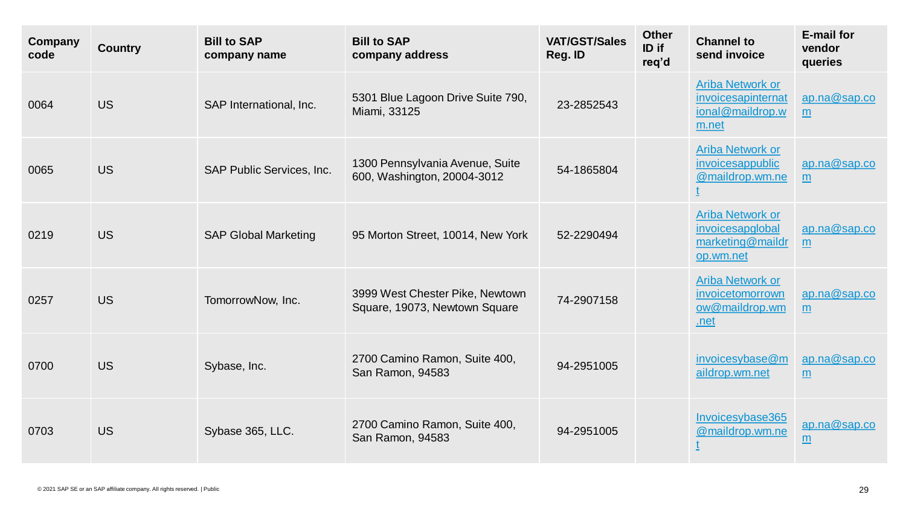| Company code | Country | Bill to SAP company name | Bill to SAP company address | VAT/GST/Sales Reg. ID | Other ID if req'd | Channel to send invoice | E-mail for vendor queries |
|---|---|---|---|---|---|---|---|
| 0064 | US | SAP International, Inc. | 5301 Blue Lagoon Drive Suite 790, Miami, 33125 | 23-2852543 | | Ariba Network or invoicesapinternational@maildrop.wm.net | ap.na@sap.com |
| 0065 | US | SAP Public Services, Inc. | 1300 Pennsylvania Avenue, Suite 600, Washington, 20004-3012 | 54-1865804 | | Ariba Network or invoicesappublic@maildrop.wm.net | ap.na@sap.com |
| 0219 | US | SAP Global Marketing | 95 Morton Street, 10014, New York | 52-2290494 | | Ariba Network or invoicesapglobalmarketing@maildrop.wm.net | ap.na@sap.com |
| 0257 | US | TomorrowNow, Inc. | 3999 West Chester Pike, Newtown Square, 19073, Newtown Square | 74-2907158 | | Ariba Network or invoicetomorrownow@maildrop.wm.net | ap.na@sap.com |
| 0700 | US | Sybase, Inc. | 2700 Camino Ramon, Suite 400, San Ramon, 94583 | 94-2951005 | | invoicesybase@maildrop.wm.net | ap.na@sap.com |
| 0703 | US | Sybase 365, LLC. | 2700 Camino Ramon, Suite 400, San Ramon, 94583 | 94-2951005 | | Invoicesybase365@maildrop.wm.net | ap.na@sap.com |

© 2021 SAP SE or an SAP affiliate company. All rights reserved. | Public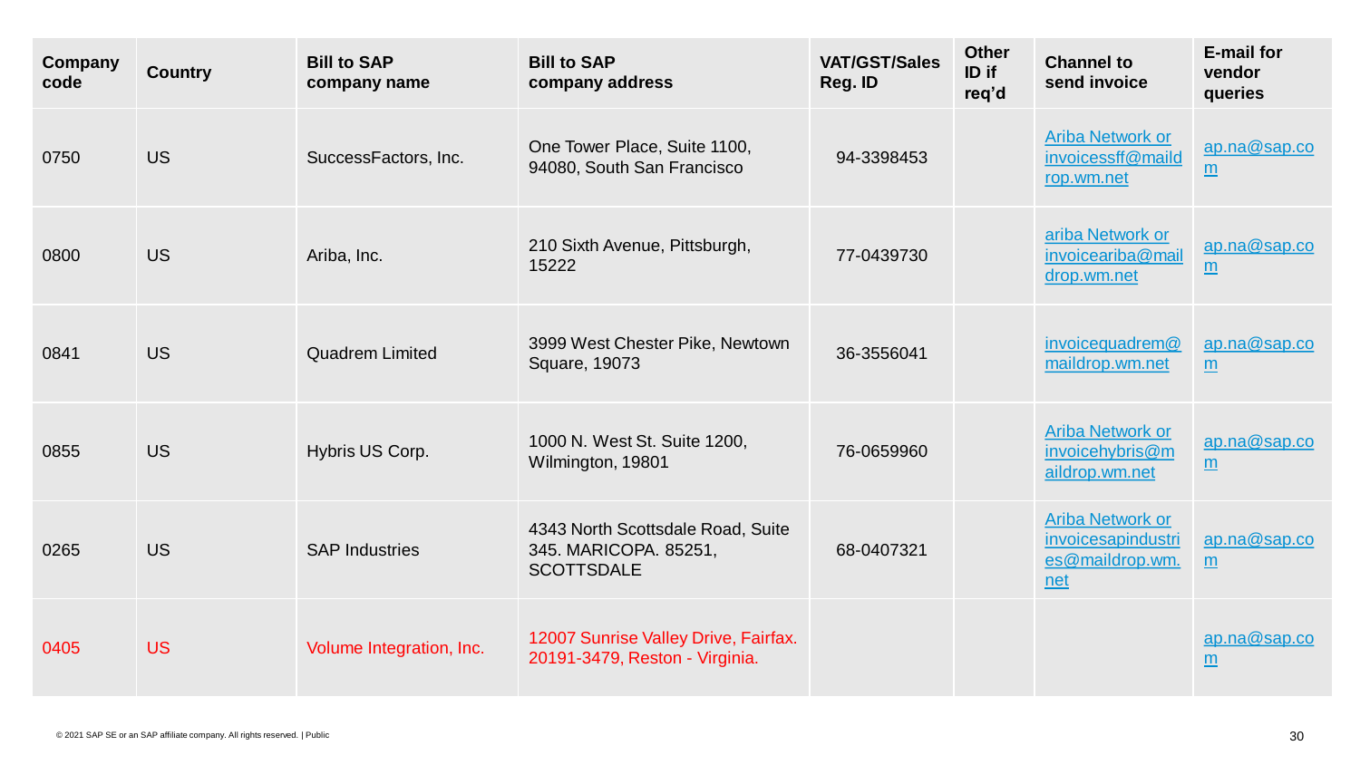| Company code | Country | Bill to SAP company name | Bill to SAP company address | VAT/GST/Sales Reg. ID | Other ID if req'd | Channel to send invoice | E-mail for vendor queries |
| --- | --- | --- | --- | --- | --- | --- | --- |
| 0750 | US | SuccessFactors, Inc. | One Tower Place, Suite 1100, 94080, South San Francisco | 94-3398453 | | Ariba Network or invoicessff@maildrop.wm.net | ap.na@sap.com |
| 0800 | US | Ariba, Inc. | 210 Sixth Avenue, Pittsburgh, 15222 | 77-0439730 | | ariba Network or invoiceariba@maildrop.wm.net | ap.na@sap.com |
| 0841 | US | Quadrem Limited | 3999 West Chester Pike, Newtown Square, 19073 | 36-3556041 | | invoicequadrem@maildrop.wm.net | ap.na@sap.com |
| 0855 | US | Hybris US Corp. | 1000 N. West St. Suite 1200, Wilmington, 19801 | 76-0659960 | | Ariba Network or invoicehybris@maildrop.wm.net | ap.na@sap.com |
| 0265 | US | SAP Industries | 4343 North Scottsdale Road, Suite 345. MARICOPA. 85251, SCOTTSDALE | 68-0407321 | | Ariba Network or invoicesapindustries@maildrop.wm.net | ap.na@sap.com |
| 0405 | US | Volume Integration, Inc. | 12007 Sunrise Valley Drive, Fairfax. 20191-3479, Reston - Virginia. | | | | ap.na@sap.com |

© 2021 SAP SE or an SAP affiliate company. All rights reserved. | Public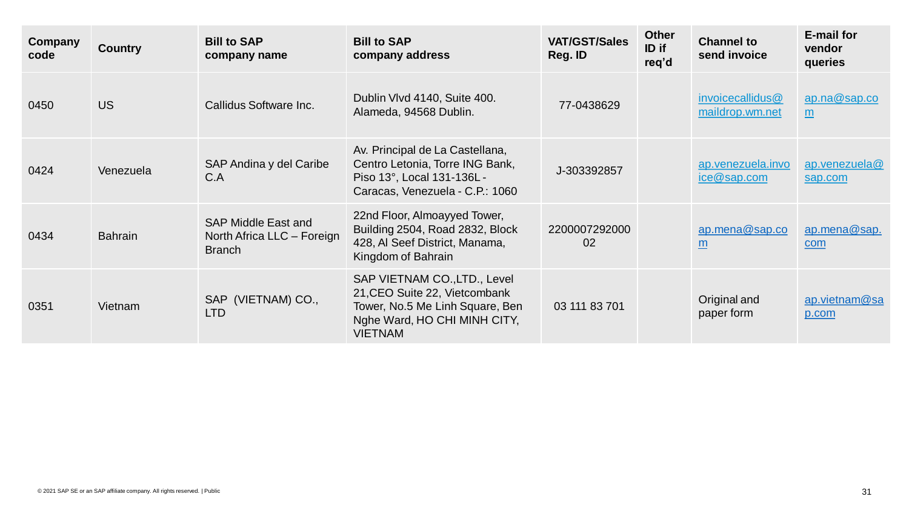| Company code | Country | Bill to SAP company name | Bill to SAP company address | VAT/GST/Sales Reg. ID | Other ID if req'd | Channel to send invoice | E-mail for vendor queries |
|---|---|---|---|---|---|---|---|
| 0450 | US | Callidus Software Inc. | Dublin Vlvd 4140, Suite 400. Alameda, 94568 Dublin. | 77-0438629 | | invoicecallidus@maildrop.wm.net | ap.na@sap.com |
| 0424 | Venezuela | SAP Andina y del Caribe C.A | Av. Principal de La Castellana, Centro Letonia, Torre ING Bank, Piso 13°, Local 131-136L - Caracas, Venezuela - C.P.: 1060 | J-303392857 | | ap.venezuela.invoice@sap.com | ap.venezuela@sap.com |
| 0434 | Bahrain | SAP Middle East and North Africa LLC – Foreign Branch | 22nd Floor, Almoayyed Tower, Building 2504, Road 2832, Block 428, Al Seef District, Manama, Kingdom of Bahrain | 220000729200002 | | ap.mena@sap.com | ap.mena@sap.com |
| 0351 | Vietnam | SAP (VIETNAM) CO., LTD | SAP VIETNAM CO.,LTD., Level 21,CEO Suite 22, Vietcombank Tower, No.5 Me Linh Square, Ben Nghe Ward, HO CHI MINH CITY, VIETNAM | 03 111 83 701 | | Original and paper form | ap.vietnam@sap.com |

© 2021 SAP SE or an SAP affiliate company. All rights reserved. | Public